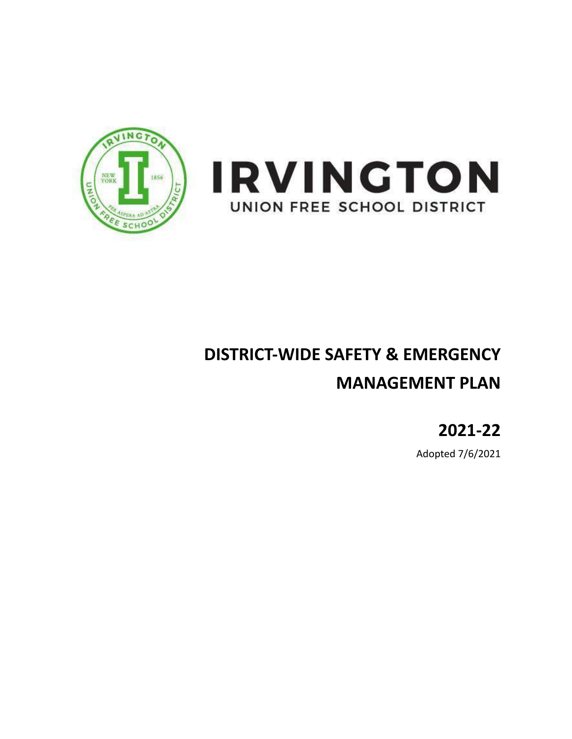IRVINGTON

UNION FREE SCHOOL DISTRICT

# DISTRICT-WIDE SAFETY & EMERGENCY MANAGEMENT PLAN

## 2021-22

Adopted 7/6/2021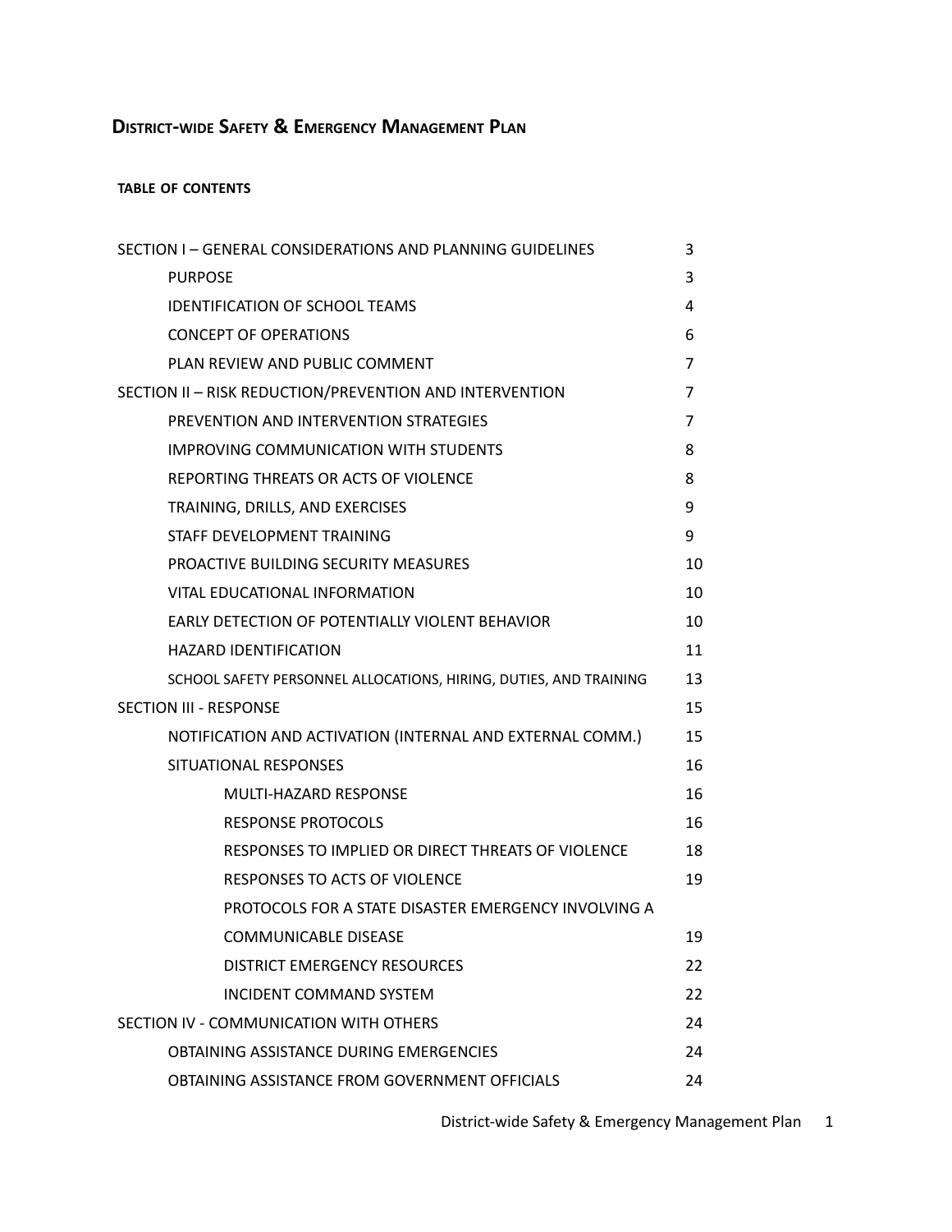# District-wide Safety & Emergency Management Plan

**TABLE OF CONTENTS**

| | |
|---|---|
| SECTION I – GENERAL CONSIDERATIONS AND PLANNING GUIDELINES | 3 |
| PURPOSE | 3 |
| IDENTIFICATION OF SCHOOL TEAMS | 4 |
| CONCEPT OF OPERATIONS | 6 |
| PLAN REVIEW AND PUBLIC COMMENT | 7 |
| SECTION II – RISK REDUCTION/PREVENTION AND INTERVENTION | 7 |
| PREVENTION AND INTERVENTION STRATEGIES | 7 |
| IMPROVING COMMUNICATION WITH STUDENTS | 8 |
| REPORTING THREATS OR ACTS OF VIOLENCE | 8 |
| TRAINING, DRILLS, AND EXERCISES | 9 |
| STAFF DEVELOPMENT TRAINING | 9 |
| PROACTIVE BUILDING SECURITY MEASURES | 10 |
| VITAL EDUCATIONAL INFORMATION | 10 |
| EARLY DETECTION OF POTENTIALLY VIOLENT BEHAVIOR | 10 |
| HAZARD IDENTIFICATION | 11 |
| SCHOOL SAFETY PERSONNEL ALLOCATIONS, HIRING, DUTIES, AND TRAINING | 13 |
| SECTION III - RESPONSE | 15 |
| NOTIFICATION AND ACTIVATION (INTERNAL AND EXTERNAL COMM.) | 15 |
| SITUATIONAL RESPONSES | 16 |
| MULTI-HAZARD RESPONSE | 16 |
| RESPONSE PROTOCOLS | 16 |
| RESPONSES TO IMPLIED OR DIRECT THREATS OF VIOLENCE | 18 |
| RESPONSES TO ACTS OF VIOLENCE | 19 |
| PROTOCOLS FOR A STATE DISASTER EMERGENCY INVOLVING A COMMUNICABLE DISEASE | 19 |
| DISTRICT EMERGENCY RESOURCES | 22 |
| INCIDENT COMMAND SYSTEM | 22 |
| SECTION IV - COMMUNICATION WITH OTHERS | 24 |
| OBTAINING ASSISTANCE DURING EMERGENCIES | 24 |
| OBTAINING ASSISTANCE FROM GOVERNMENT OFFICIALS | 24 |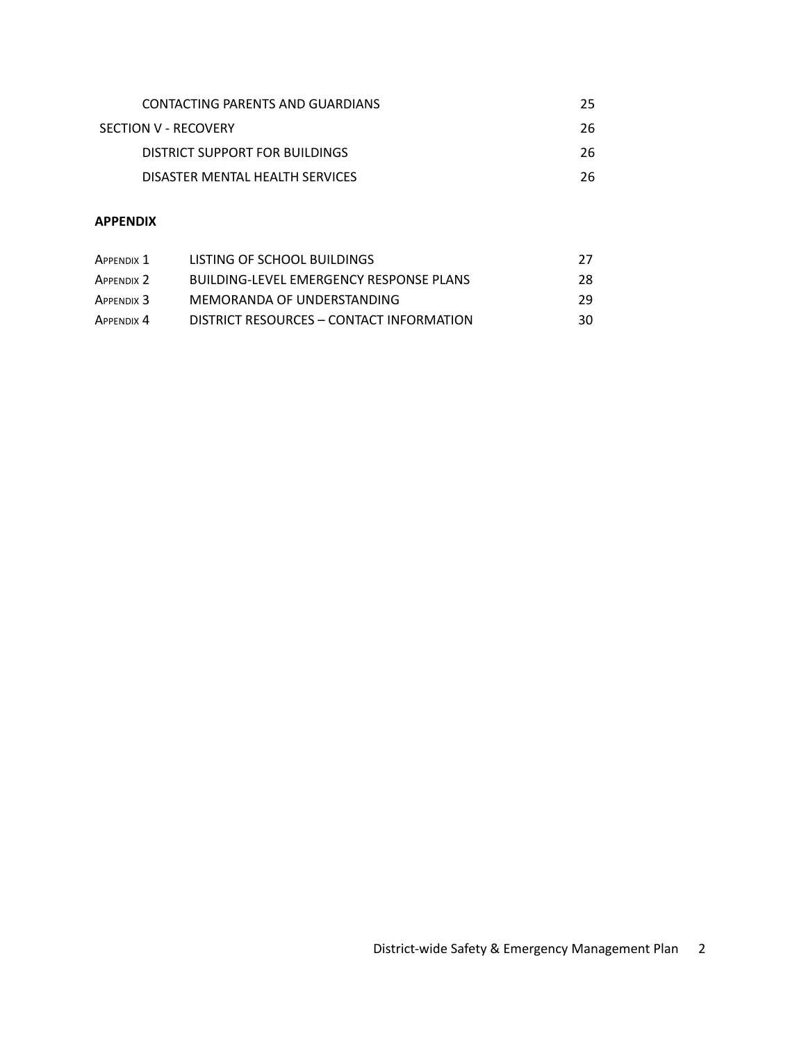| | |
|---|---|
| CONTACTING PARENTS AND GUARDIANS | 25 |
| SECTION V - RECOVERY | 26 |
| DISTRICT SUPPORT FOR BUILDINGS | 26 |
| DISASTER MENTAL HEALTH SERVICES | 26 |

**APPENDIX**

| | | |
|---|---|---|
| APPENDIX 1 | LISTING OF SCHOOL BUILDINGS | 27 |
| APPENDIX 2 | BUILDING-LEVEL EMERGENCY RESPONSE PLANS | 28 |
| APPENDIX 3 | MEMORANDA OF UNDERSTANDING | 29 |
| APPENDIX 4 | DISTRICT RESOURCES – CONTACT INFORMATION | 30 |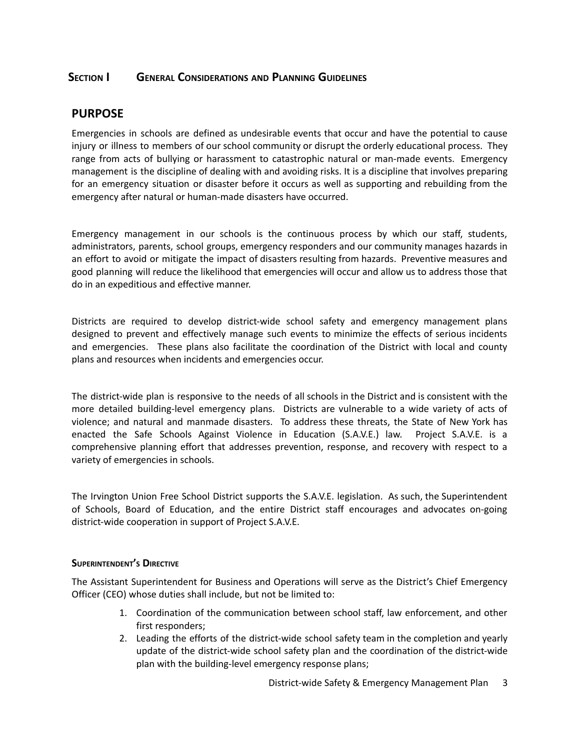## Section I General Considerations and Planning Guidelines

## PURPOSE

Emergencies in schools are defined as undesirable events that occur and have the potential to cause injury or illness to members of our school community or disrupt the orderly educational process. They range from acts of bullying or harassment to catastrophic natural or man-made events. Emergency management is the discipline of dealing with and avoiding risks. It is a discipline that involves preparing for an emergency situation or disaster before it occurs as well as supporting and rebuilding from the emergency after natural or human-made disasters have occurred.

Emergency management in our schools is the continuous process by which our staff, students, administrators, parents, school groups, emergency responders and our community manages hazards in an effort to avoid or mitigate the impact of disasters resulting from hazards. Preventive measures and good planning will reduce the likelihood that emergencies will occur and allow us to address those that do in an expeditious and effective manner.

Districts are required to develop district-wide school safety and emergency management plans designed to prevent and effectively manage such events to minimize the effects of serious incidents and emergencies. These plans also facilitate the coordination of the District with local and county plans and resources when incidents and emergencies occur.

The district-wide plan is responsive to the needs of all schools in the District and is consistent with the more detailed building-level emergency plans. Districts are vulnerable to a wide variety of acts of violence; and natural and manmade disasters. To address these threats, the State of New York has enacted the Safe Schools Against Violence in Education (S.A.V.E.) law. Project S.A.V.E. is a comprehensive planning effort that addresses prevention, response, and recovery with respect to a variety of emergencies in schools.

The Irvington Union Free School District supports the S.A.V.E. legislation. As such, the Superintendent of Schools, Board of Education, and the entire District staff encourages and advocates on-going district-wide cooperation in support of Project S.A.V.E.

#### Superintendent's Directive

The Assistant Superintendent for Business and Operations will serve as the District's Chief Emergency Officer (CEO) whose duties shall include, but not be limited to:

1. Coordination of the communication between school staff, law enforcement, and other first responders;
2. Leading the efforts of the district-wide school safety team in the completion and yearly update of the district-wide school safety plan and the coordination of the district-wide plan with the building-level emergency response plans;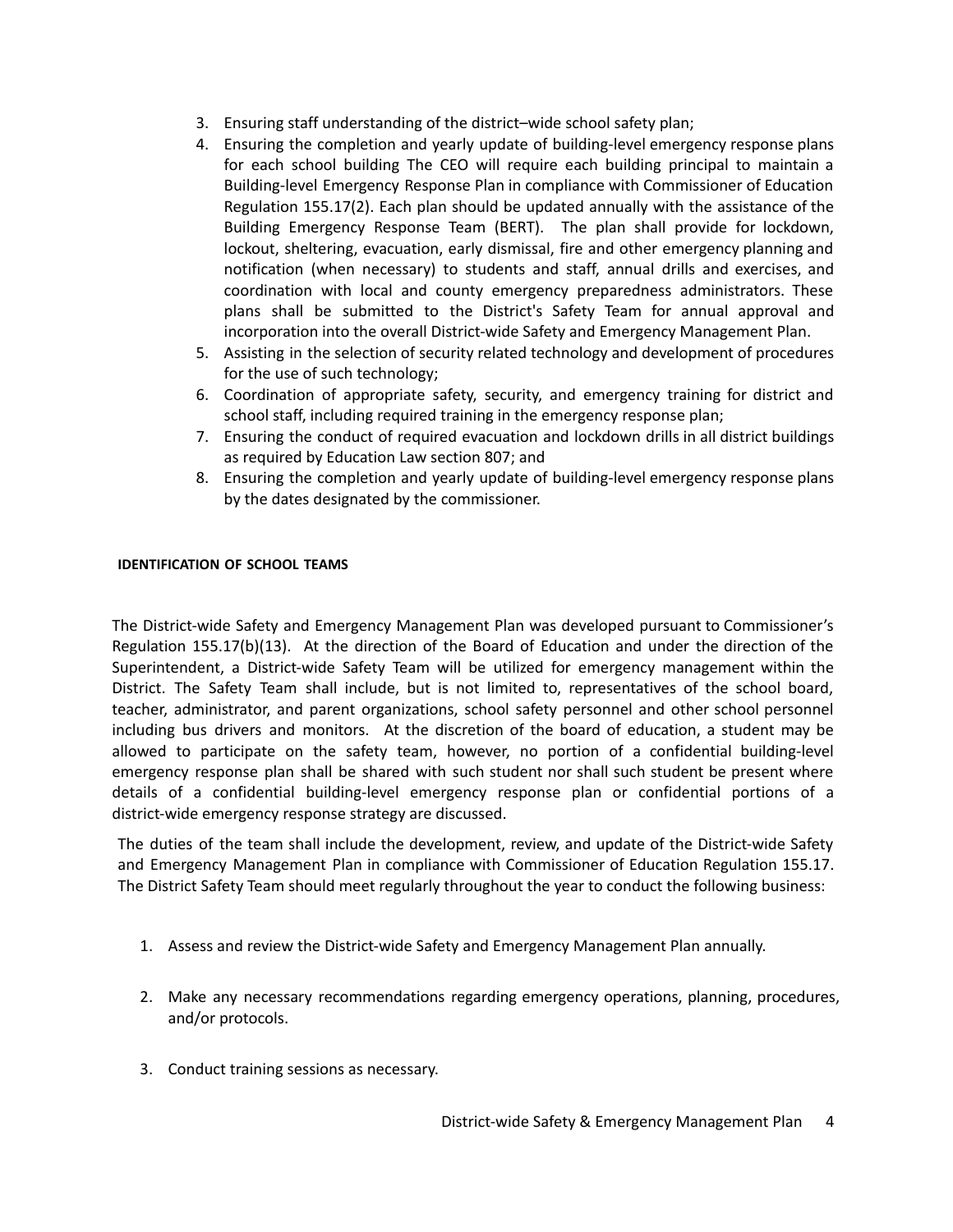3. Ensuring staff understanding of the district–wide school safety plan;
4. Ensuring the completion and yearly update of building-level emergency response plans for each school building The CEO will require each building principal to maintain a Building-level Emergency Response Plan in compliance with Commissioner of Education Regulation 155.17(2). Each plan should be updated annually with the assistance of the Building Emergency Response Team (BERT). The plan shall provide for lockdown, lockout, sheltering, evacuation, early dismissal, fire and other emergency planning and notification (when necessary) to students and staff, annual drills and exercises, and coordination with local and county emergency preparedness administrators. These plans shall be submitted to the District's Safety Team for annual approval and incorporation into the overall District-wide Safety and Emergency Management Plan.
5. Assisting in the selection of security related technology and development of procedures for the use of such technology;
6. Coordination of appropriate safety, security, and emergency training for district and school staff, including required training in the emergency response plan;
7. Ensuring the conduct of required evacuation and lockdown drills in all district buildings as required by Education Law section 807; and
8. Ensuring the completion and yearly update of building-level emergency response plans by the dates designated by the commissioner.

**IDENTIFICATION OF SCHOOL TEAMS**

The District-wide Safety and Emergency Management Plan was developed pursuant to Commissioner's Regulation 155.17(b)(13). At the direction of the Board of Education and under the direction of the Superintendent, a District-wide Safety Team will be utilized for emergency management within the District. The Safety Team shall include, but is not limited to, representatives of the school board, teacher, administrator, and parent organizations, school safety personnel and other school personnel including bus drivers and monitors. At the discretion of the board of education, a student may be allowed to participate on the safety team, however, no portion of a confidential building-level emergency response plan shall be shared with such student nor shall such student be present where details of a confidential building-level emergency response plan or confidential portions of a district-wide emergency response strategy are discussed.

The duties of the team shall include the development, review, and update of the District-wide Safety and Emergency Management Plan in compliance with Commissioner of Education Regulation 155.17. The District Safety Team should meet regularly throughout the year to conduct the following business:

1. Assess and review the District-wide Safety and Emergency Management Plan annually.
2. Make any necessary recommendations regarding emergency operations, planning, procedures, and/or protocols.
3. Conduct training sessions as necessary.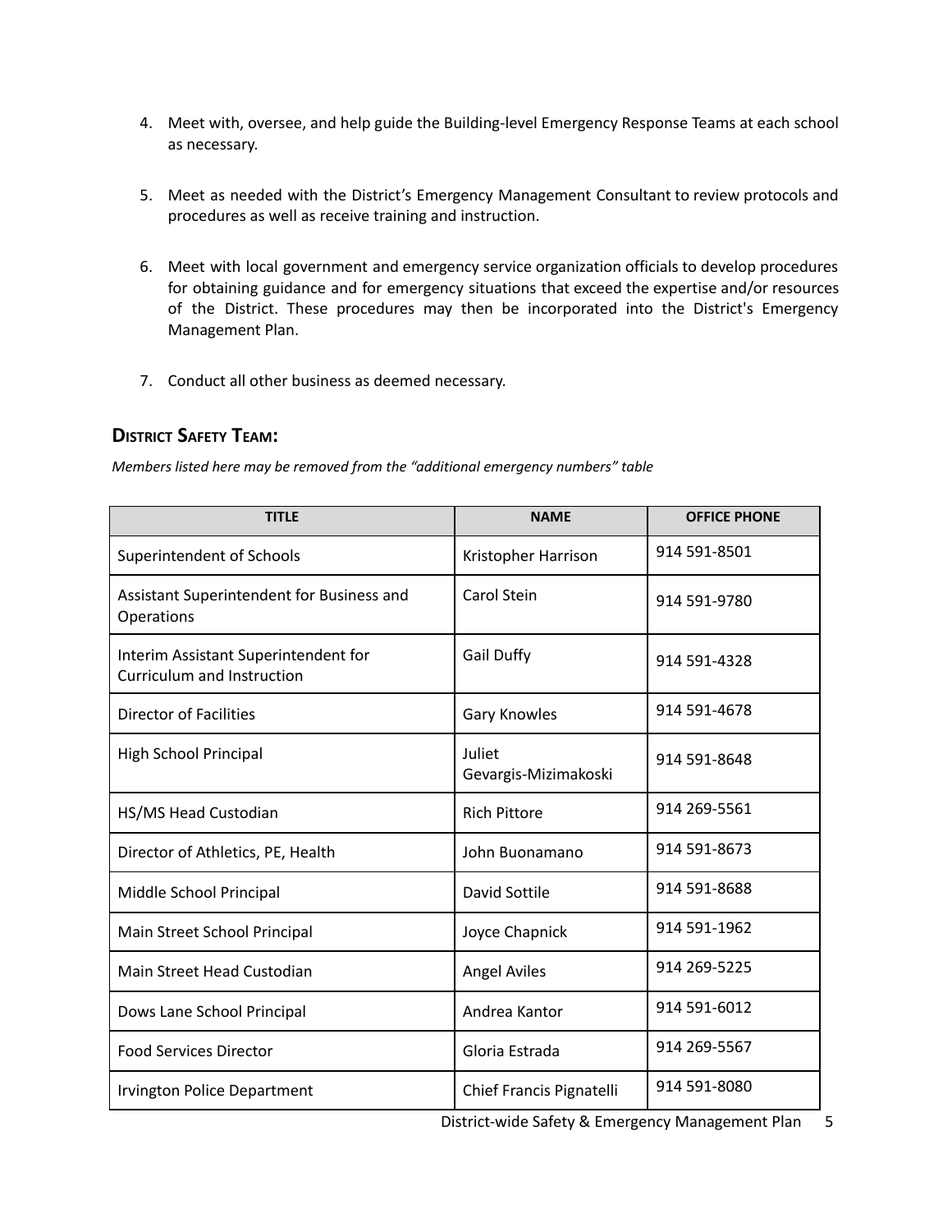4. Meet with, oversee, and help guide the Building-level Emergency Response Teams at each school as necessary.

5. Meet as needed with the District's Emergency Management Consultant to review protocols and procedures as well as receive training and instruction.

6. Meet with local government and emergency service organization officials to develop procedures for obtaining guidance and for emergency situations that exceed the expertise and/or resources of the District. These procedures may then be incorporated into the District's Emergency Management Plan.

7. Conduct all other business as deemed necessary.

## DISTRICT SAFETY TEAM:

*Members listed here may be removed from the "additional emergency numbers" table*

| TITLE | NAME | OFFICE PHONE |
|---|---|---|
| Superintendent of Schools | Kristopher Harrison | 914 591-8501 |
| Assistant Superintendent for Business and Operations | Carol Stein | 914 591-9780 |
| Interim Assistant Superintendent for Curriculum and Instruction | Gail Duffy | 914 591-4328 |
| Director of Facilities | Gary Knowles | 914 591-4678 |
| High School Principal | Juliet Gevargis-Mizimakoski | 914 591-8648 |
| HS/MS Head Custodian | Rich Pittore | 914 269-5561 |
| Director of Athletics, PE, Health | John Buonamano | 914 591-8673 |
| Middle School Principal | David Sottile | 914 591-8688 |
| Main Street School Principal | Joyce Chapnick | 914 591-1962 |
| Main Street Head Custodian | Angel Aviles | 914 269-5225 |
| Dows Lane School Principal | Andrea Kantor | 914 591-6012 |
| Food Services Director | Gloria Estrada | 914 269-5567 |
| Irvington Police Department | Chief Francis Pignatelli | 914 591-8080 |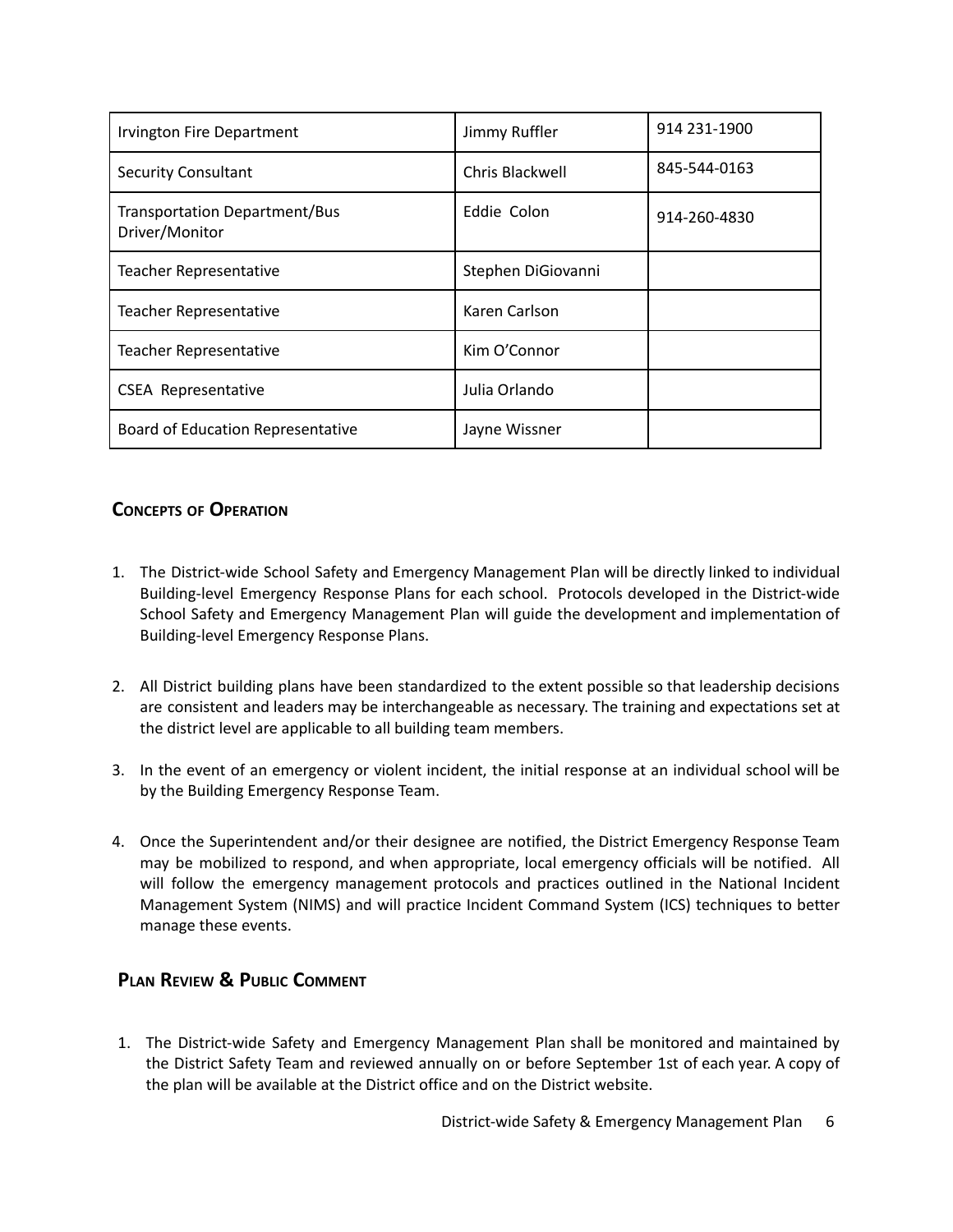| Irvington Fire Department | Jimmy Ruffler | 914 231-1900 |
|---|---|---|
| Security Consultant | Chris Blackwell | 845-544-0163 |
| Transportation Department/Bus Driver/Monitor | Eddie Colon | 914-260-4830 |
| Teacher Representative | Stephen DiGiovanni | |
| Teacher Representative | Karen Carlson | |
| Teacher Representative | Kim O'Connor | |
| CSEA Representative | Julia Orlando | |
| Board of Education Representative | Jayne Wissner | |

## Concepts of Operation

1. The District-wide School Safety and Emergency Management Plan will be directly linked to individual Building-level Emergency Response Plans for each school. Protocols developed in the District-wide School Safety and Emergency Management Plan will guide the development and implementation of Building-level Emergency Response Plans.

2. All District building plans have been standardized to the extent possible so that leadership decisions are consistent and leaders may be interchangeable as necessary. The training and expectations set at the district level are applicable to all building team members.

3. In the event of an emergency or violent incident, the initial response at an individual school will be by the Building Emergency Response Team.

4. Once the Superintendent and/or their designee are notified, the District Emergency Response Team may be mobilized to respond, and when appropriate, local emergency officials will be notified. All will follow the emergency management protocols and practices outlined in the National Incident Management System (NIMS) and will practice Incident Command System (ICS) techniques to better manage these events.

## Plan Review & Public Comment

1. The District-wide Safety and Emergency Management Plan shall be monitored and maintained by the District Safety Team and reviewed annually on or before September 1st of each year. A copy of the plan will be available at the District office and on the District website.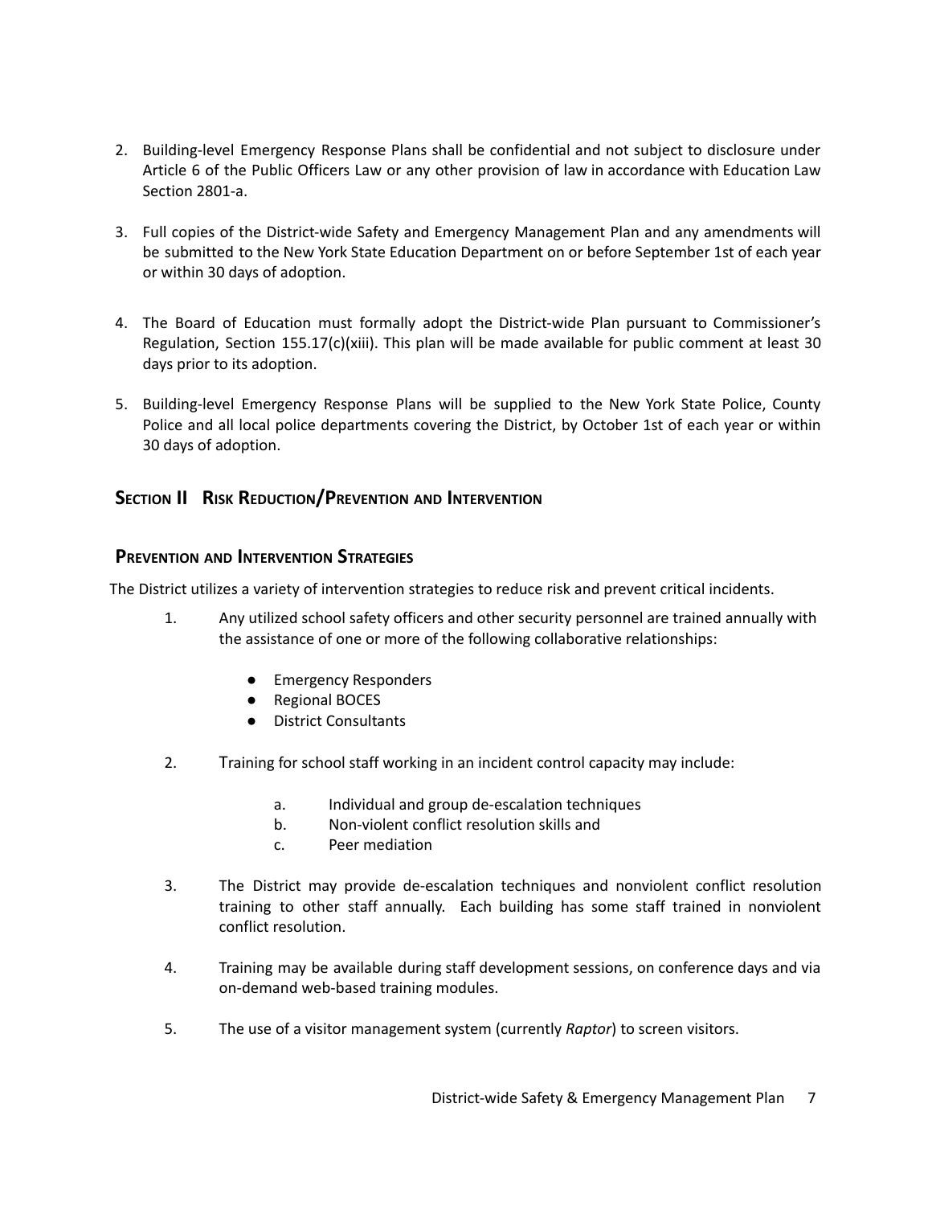2. Building-level Emergency Response Plans shall be confidential and not subject to disclosure under Article 6 of the Public Officers Law or any other provision of law in accordance with Education Law Section 2801-a.

3. Full copies of the District-wide Safety and Emergency Management Plan and any amendments will be submitted to the New York State Education Department on or before September 1st of each year or within 30 days of adoption.

4. The Board of Education must formally adopt the District-wide Plan pursuant to Commissioner's Regulation, Section 155.17(c)(xiii). This plan will be made available for public comment at least 30 days prior to its adoption.

5. Building-level Emergency Response Plans will be supplied to the New York State Police, County Police and all local police departments covering the District, by October 1st of each year or within 30 days of adoption.

## Section II Risk Reduction/Prevention and Intervention

### Prevention and Intervention Strategies

The District utilizes a variety of intervention strategies to reduce risk and prevent critical incidents.

1. Any utilized school safety officers and other security personnel are trained annually with the assistance of one or more of the following collaborative relationships:

   - Emergency Responders
   - Regional BOCES
   - District Consultants

2. Training for school staff working in an incident control capacity may include:

   a. Individual and group de-escalation techniques
   b. Non-violent conflict resolution skills and
   c. Peer mediation

3. The District may provide de-escalation techniques and nonviolent conflict resolution training to other staff annually. Each building has some staff trained in nonviolent conflict resolution.

4. Training may be available during staff development sessions, on conference days and via on-demand web-based training modules.

5. The use of a visitor management system (currently *Raptor*) to screen visitors.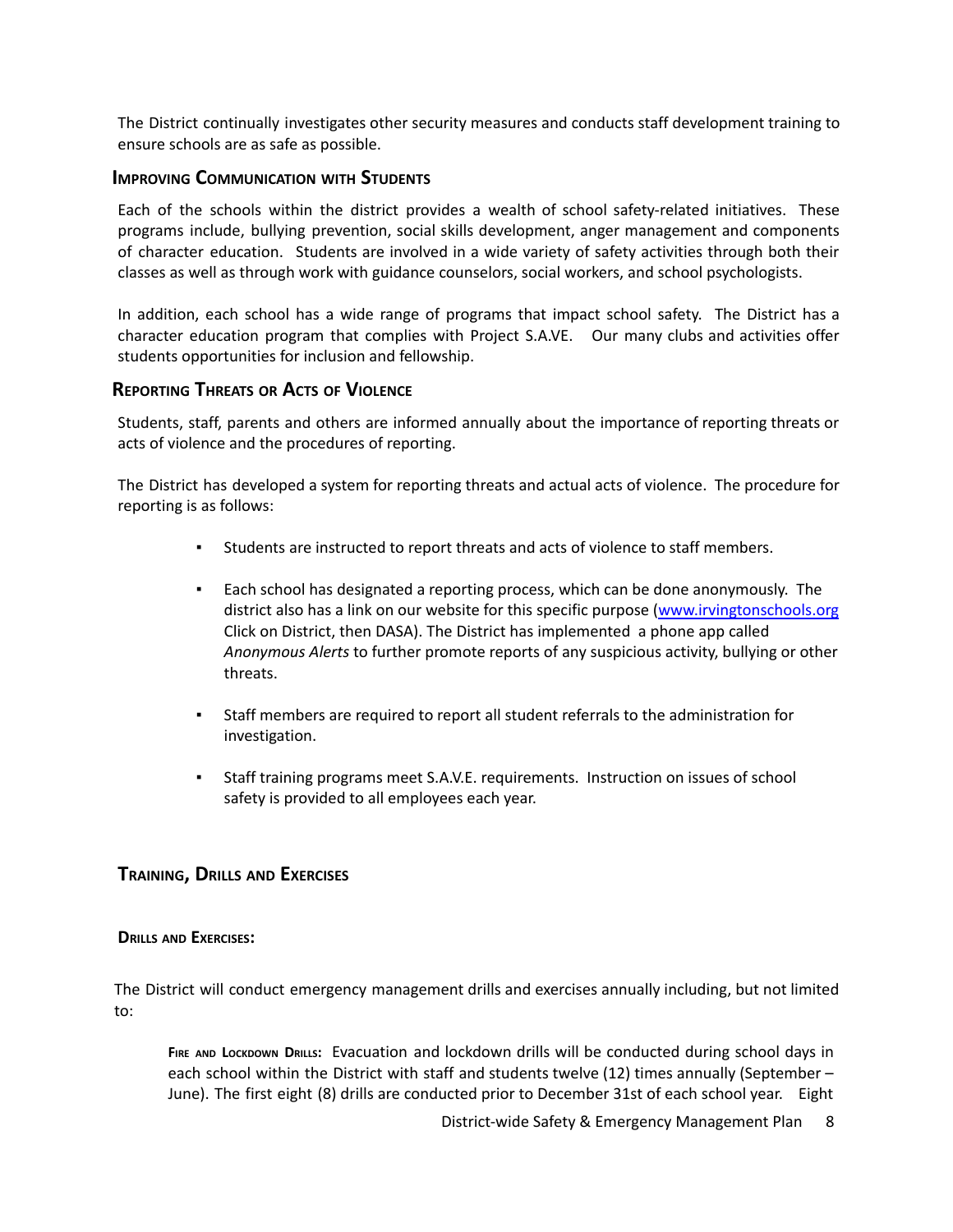The District continually investigates other security measures and conducts staff development training to ensure schools are as safe as possible.

### Improving Communication with Students

Each of the schools within the district provides a wealth of school safety-related initiatives. These programs include, bullying prevention, social skills development, anger management and components of character education. Students are involved in a wide variety of safety activities through both their classes as well as through work with guidance counselors, social workers, and school psychologists.

In addition, each school has a wide range of programs that impact school safety. The District has a character education program that complies with Project S.A.VE. Our many clubs and activities offer students opportunities for inclusion and fellowship.

### Reporting Threats or Acts of Violence

Students, staff, parents and others are informed annually about the importance of reporting threats or acts of violence and the procedures of reporting.

The District has developed a system for reporting threats and actual acts of violence. The procedure for reporting is as follows:

- Students are instructed to report threats and acts of violence to staff members.
- Each school has designated a reporting process, which can be done anonymously. The district also has a link on our website for this specific purpose ([www.irvingtonschools.org](http://www.irvingtonschools.org) Click on District, then DASA). The District has implemented a phone app called *Anonymous Alerts* to further promote reports of any suspicious activity, bullying or other threats.
- Staff members are required to report all student referrals to the administration for investigation.
- Staff training programs meet S.A.V.E. requirements. Instruction on issues of school safety is provided to all employees each year.

## Training, Drills and Exercises

### Drills and Exercises:

The District will conduct emergency management drills and exercises annually including, but not limited to:

**Fire and Lockdown Drills:** Evacuation and lockdown drills will be conducted during school days in each school within the District with staff and students twelve (12) times annually (September – June). The first eight (8) drills are conducted prior to December 31st of each school year. Eight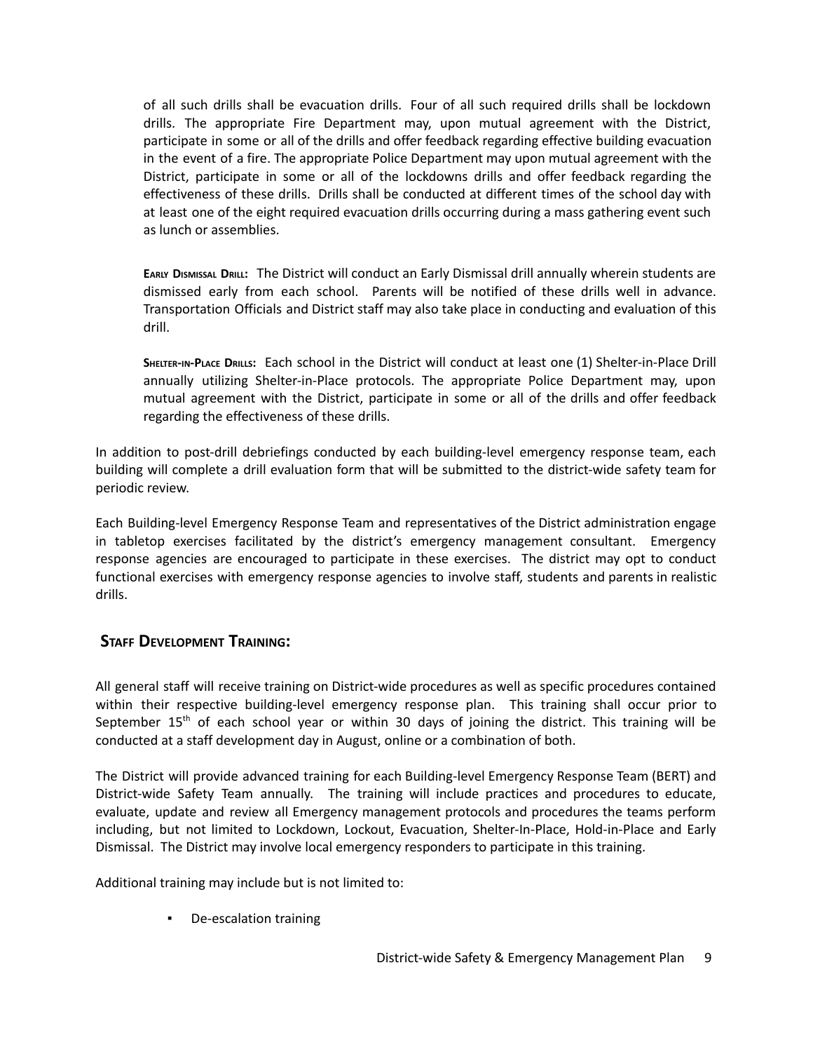of all such drills shall be evacuation drills. Four of all such required drills shall be lockdown drills. The appropriate Fire Department may, upon mutual agreement with the District, participate in some or all of the drills and offer feedback regarding effective building evacuation in the event of a fire. The appropriate Police Department may upon mutual agreement with the District, participate in some or all of the lockdowns drills and offer feedback regarding the effectiveness of these drills. Drills shall be conducted at different times of the school day with at least one of the eight required evacuation drills occurring during a mass gathering event such as lunch or assemblies.

**Early Dismissal Drill:** The District will conduct an Early Dismissal drill annually wherein students are dismissed early from each school. Parents will be notified of these drills well in advance. Transportation Officials and District staff may also take place in conducting and evaluation of this drill.

**Shelter-in-Place Drills:** Each school in the District will conduct at least one (1) Shelter-in-Place Drill annually utilizing Shelter-in-Place protocols. The appropriate Police Department may, upon mutual agreement with the District, participate in some or all of the drills and offer feedback regarding the effectiveness of these drills.

In addition to post-drill debriefings conducted by each building-level emergency response team, each building will complete a drill evaluation form that will be submitted to the district-wide safety team for periodic review.

Each Building-level Emergency Response Team and representatives of the District administration engage in tabletop exercises facilitated by the district's emergency management consultant. Emergency response agencies are encouraged to participate in these exercises. The district may opt to conduct functional exercises with emergency response agencies to involve staff, students and parents in realistic drills.

## Staff Development Training:

All general staff will receive training on District-wide procedures as well as specific procedures contained within their respective building-level emergency response plan. This training shall occur prior to September 15th of each school year or within 30 days of joining the district. This training will be conducted at a staff development day in August, online or a combination of both.

The District will provide advanced training for each Building-level Emergency Response Team (BERT) and District-wide Safety Team annually. The training will include practices and procedures to educate, evaluate, update and review all Emergency management protocols and procedures the teams perform including, but not limited to Lockdown, Lockout, Evacuation, Shelter-In-Place, Hold-in-Place and Early Dismissal. The District may involve local emergency responders to participate in this training.

Additional training may include but is not limited to:

- De-escalation training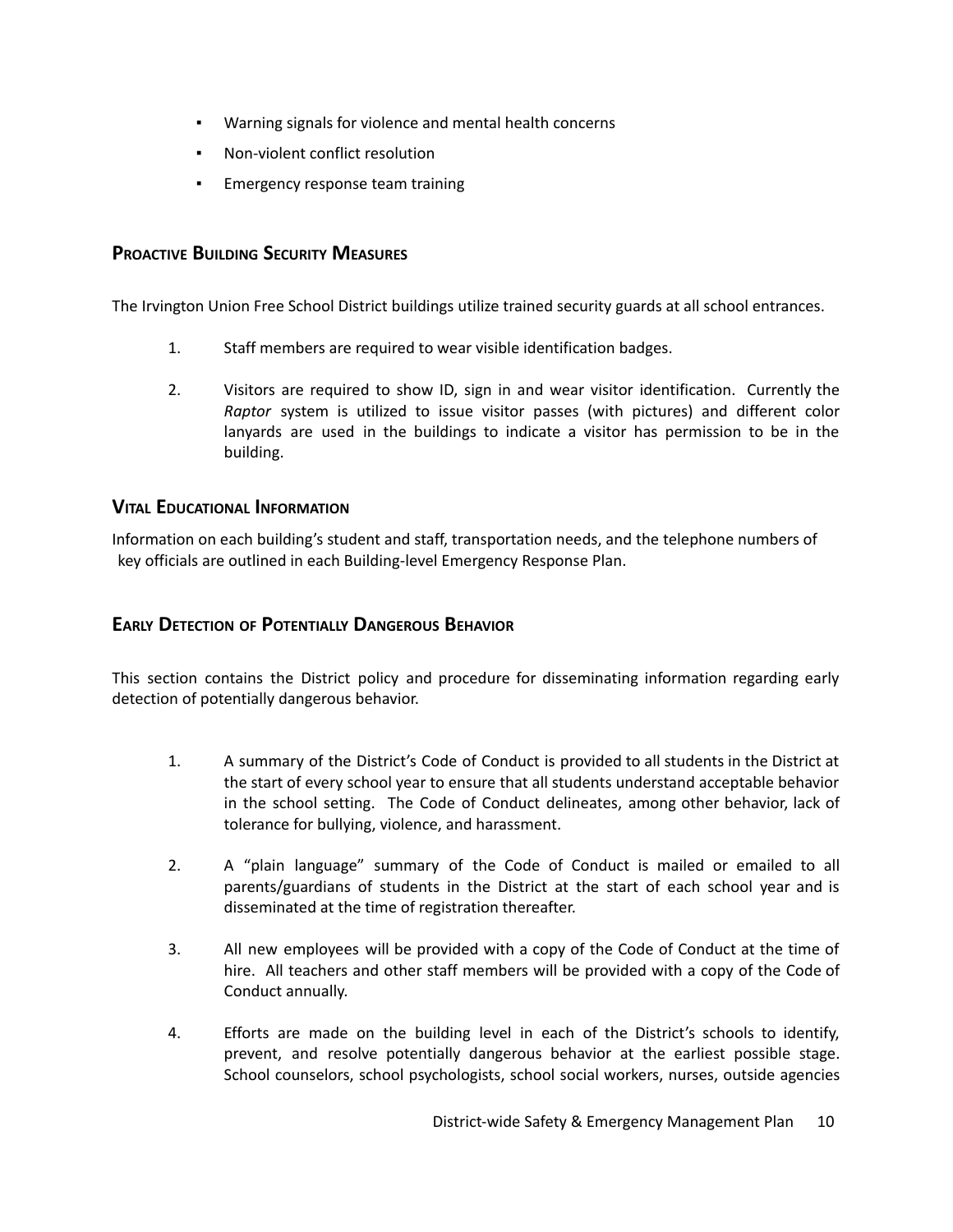- Warning signals for violence and mental health concerns
- Non-violent conflict resolution
- Emergency response team training

## Proactive Building Security Measures

The Irvington Union Free School District buildings utilize trained security guards at all school entrances.

1. Staff members are required to wear visible identification badges.
2. Visitors are required to show ID, sign in and wear visitor identification. Currently the *Raptor* system is utilized to issue visitor passes (with pictures) and different color lanyards are used in the buildings to indicate a visitor has permission to be in the building.

## Vital Educational Information

Information on each building's student and staff, transportation needs, and the telephone numbers of key officials are outlined in each Building-level Emergency Response Plan.

## Early Detection of Potentially Dangerous Behavior

This section contains the District policy and procedure for disseminating information regarding early detection of potentially dangerous behavior.

1. A summary of the District's Code of Conduct is provided to all students in the District at the start of every school year to ensure that all students understand acceptable behavior in the school setting. The Code of Conduct delineates, among other behavior, lack of tolerance for bullying, violence, and harassment.
2. A "plain language" summary of the Code of Conduct is mailed or emailed to all parents/guardians of students in the District at the start of each school year and is disseminated at the time of registration thereafter.
3. All new employees will be provided with a copy of the Code of Conduct at the time of hire. All teachers and other staff members will be provided with a copy of the Code of Conduct annually.
4. Efforts are made on the building level in each of the District's schools to identify, prevent, and resolve potentially dangerous behavior at the earliest possible stage. School counselors, school psychologists, school social workers, nurses, outside agencies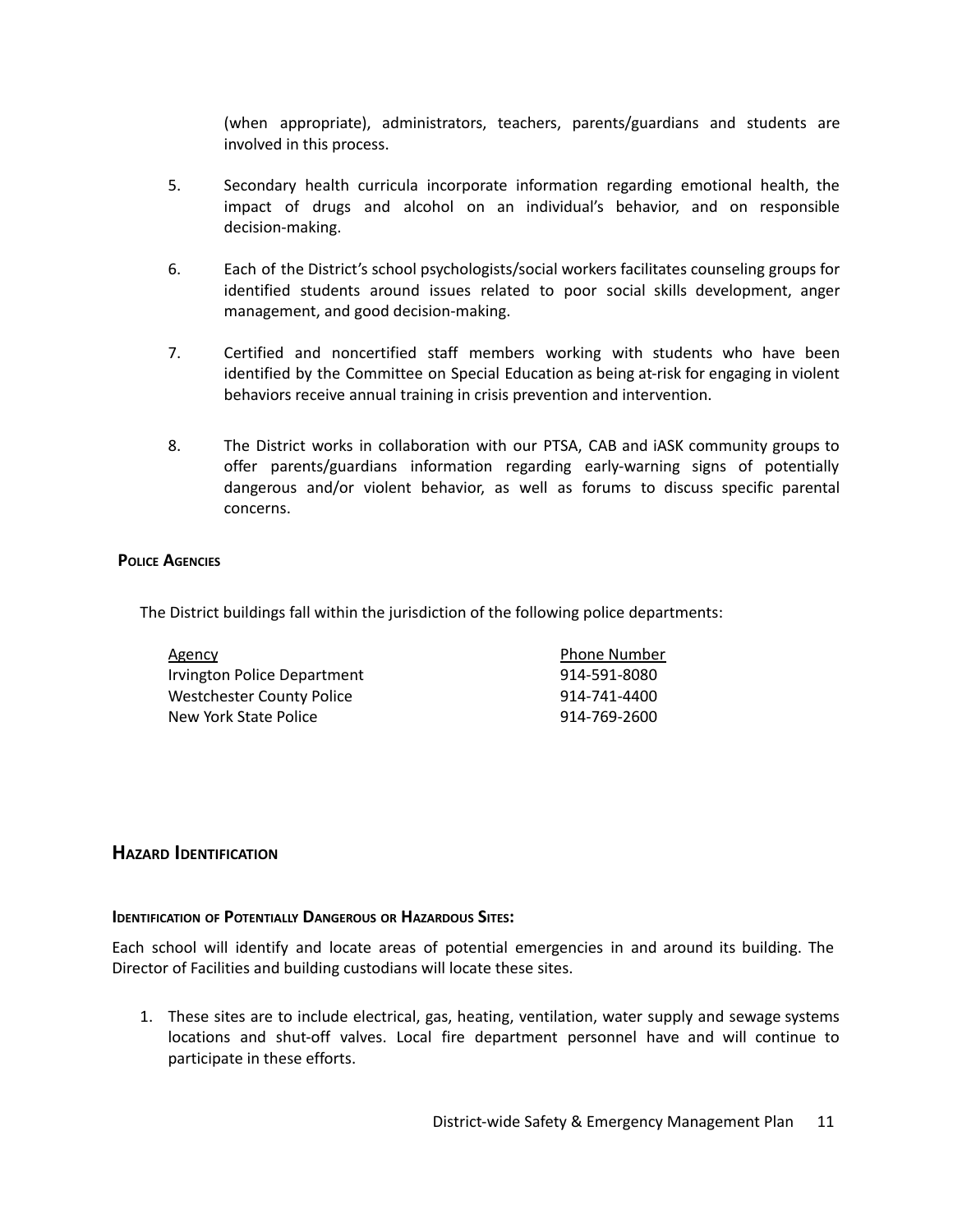(when appropriate), administrators, teachers, parents/guardians and students are involved in this process.

5. Secondary health curricula incorporate information regarding emotional health, the impact of drugs and alcohol on an individual's behavior, and on responsible decision-making.

6. Each of the District's school psychologists/social workers facilitates counseling groups for identified students around issues related to poor social skills development, anger management, and good decision-making.

7. Certified and noncertified staff members working with students who have been identified by the Committee on Special Education as being at-risk for engaging in violent behaviors receive annual training in crisis prevention and intervention.

8. The District works in collaboration with our PTSA, CAB and iASK community groups to offer parents/guardians information regarding early-warning signs of potentially dangerous and/or violent behavior, as well as forums to discuss specific parental concerns.

#### Police Agencies

The District buildings fall within the jurisdiction of the following police departments:

| Agency | Phone Number |
|---|---|
| Irvington Police Department | 914-591-8080 |
| Westchester County Police | 914-741-4400 |
| New York State Police | 914-769-2600 |

## Hazard Identification

#### Identification of Potentially Dangerous or Hazardous Sites:

Each school will identify and locate areas of potential emergencies in and around its building. The Director of Facilities and building custodians will locate these sites.

1. These sites are to include electrical, gas, heating, ventilation, water supply and sewage systems locations and shut-off valves. Local fire department personnel have and will continue to participate in these efforts.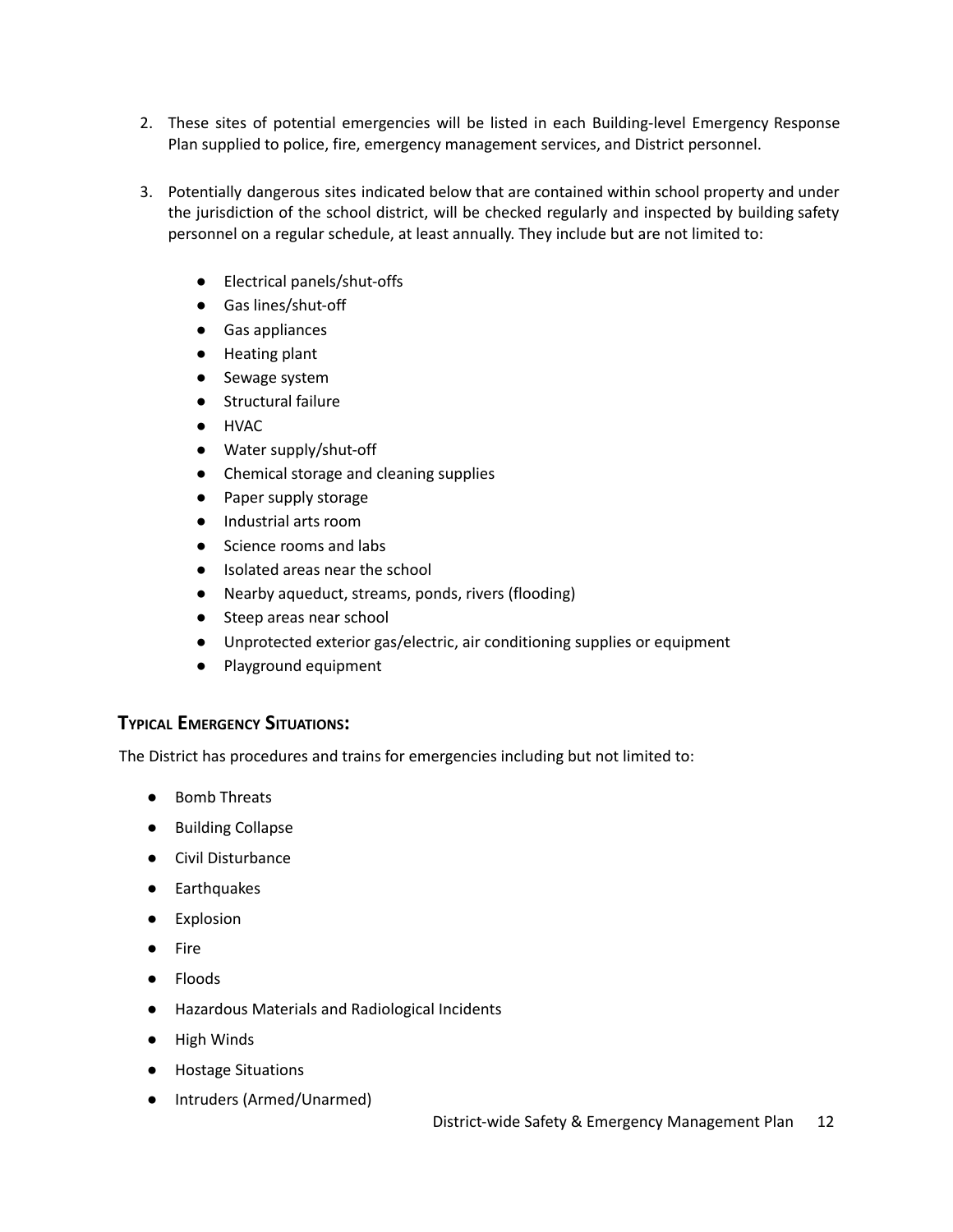2. These sites of potential emergencies will be listed in each Building-level Emergency Response Plan supplied to police, fire, emergency management services, and District personnel.

3. Potentially dangerous sites indicated below that are contained within school property and under the jurisdiction of the school district, will be checked regularly and inspected by building safety personnel on a regular schedule, at least annually. They include but are not limited to:

    - Electrical panels/shut-offs
    - Gas lines/shut-off
    - Gas appliances
    - Heating plant
    - Sewage system
    - Structural failure
    - HVAC
    - Water supply/shut-off
    - Chemical storage and cleaning supplies
    - Paper supply storage
    - Industrial arts room
    - Science rooms and labs
    - Isolated areas near the school
    - Nearby aqueduct, streams, ponds, rivers (flooding)
    - Steep areas near school
    - Unprotected exterior gas/electric, air conditioning supplies or equipment
    - Playground equipment

## Typical Emergency Situations:

The District has procedures and trains for emergencies including but not limited to:

- Bomb Threats
- Building Collapse
- Civil Disturbance
- Earthquakes
- Explosion
- Fire
- Floods
- Hazardous Materials and Radiological Incidents
- High Winds
- Hostage Situations
- Intruders (Armed/Unarmed)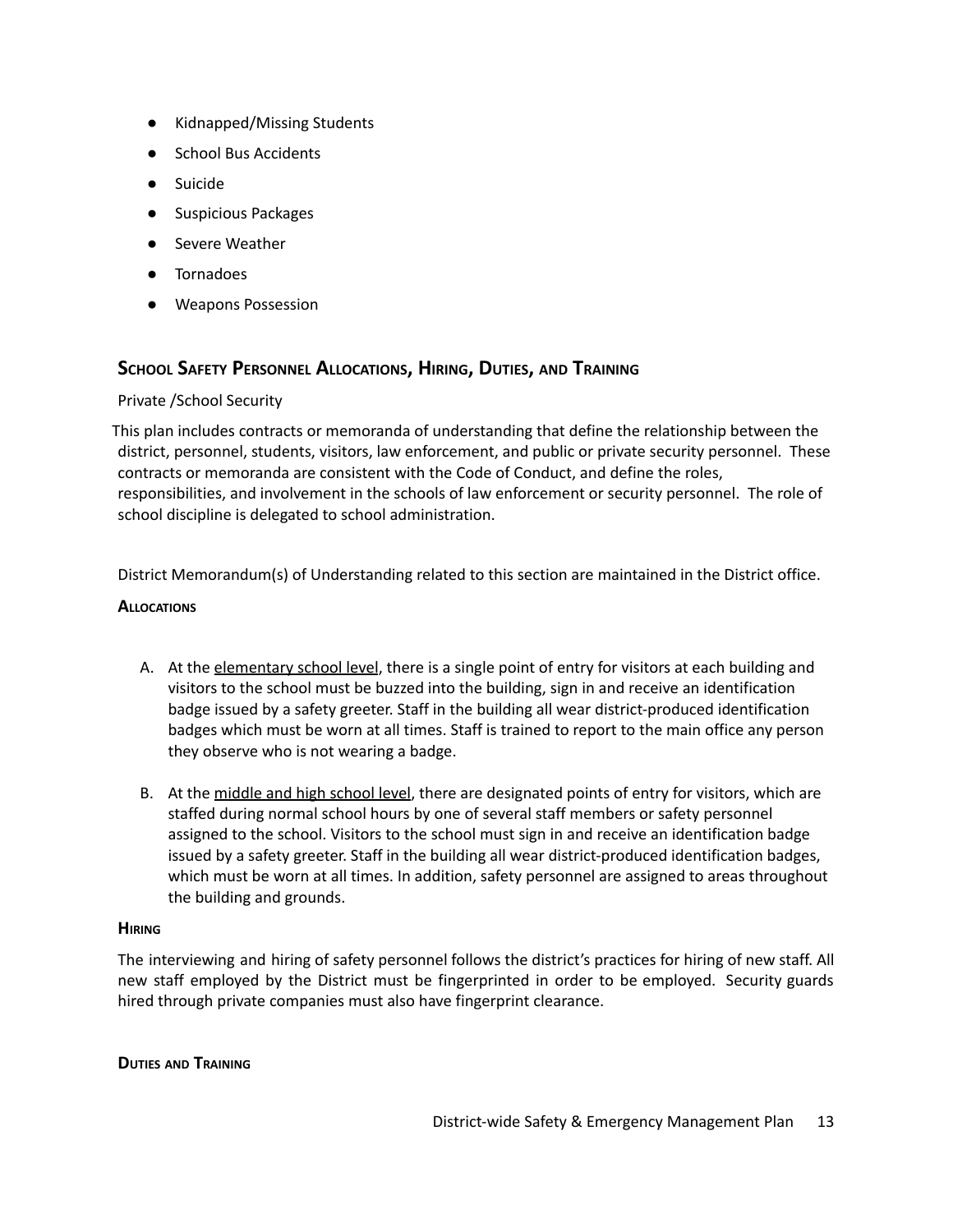- Kidnapped/Missing Students
- School Bus Accidents
- Suicide
- Suspicious Packages
- Severe Weather
- Tornadoes
- Weapons Possession

## School Safety Personnel Allocations, Hiring, Duties, and Training

Private /School Security

This plan includes contracts or memoranda of understanding that define the relationship between the district, personnel, students, visitors, law enforcement, and public or private security personnel. These contracts or memoranda are consistent with the Code of Conduct, and define the roles, responsibilities, and involvement in the schools of law enforcement or security personnel. The role of school discipline is delegated to school administration.

District Memorandum(s) of Understanding related to this section are maintained in the District office.

**Allocations**

A. At the elementary school level, there is a single point of entry for visitors at each building and visitors to the school must be buzzed into the building, sign in and receive an identification badge issued by a safety greeter. Staff in the building all wear district-produced identification badges which must be worn at all times. Staff is trained to report to the main office any person they observe who is not wearing a badge.

B. At the middle and high school level, there are designated points of entry for visitors, which are staffed during normal school hours by one of several staff members or safety personnel assigned to the school. Visitors to the school must sign in and receive an identification badge issued by a safety greeter. Staff in the building all wear district-produced identification badges, which must be worn at all times. In addition, safety personnel are assigned to areas throughout the building and grounds.

**Hiring**

The interviewing and hiring of safety personnel follows the district's practices for hiring of new staff. All new staff employed by the District must be fingerprinted in order to be employed. Security guards hired through private companies must also have fingerprint clearance.

**Duties and Training**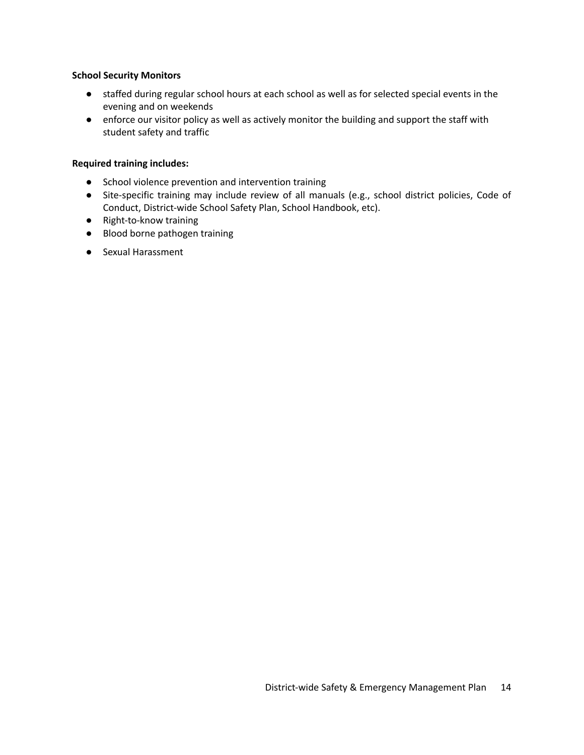**School Security Monitors**

- staffed during regular school hours at each school as well as for selected special events in the evening and on weekends
- enforce our visitor policy as well as actively monitor the building and support the staff with student safety and traffic

**Required training includes:**

- School violence prevention and intervention training
- Site-specific training may include review of all manuals (e.g., school district policies, Code of Conduct, District-wide School Safety Plan, School Handbook, etc).
- Right-to-know training
- Blood borne pathogen training
- Sexual Harassment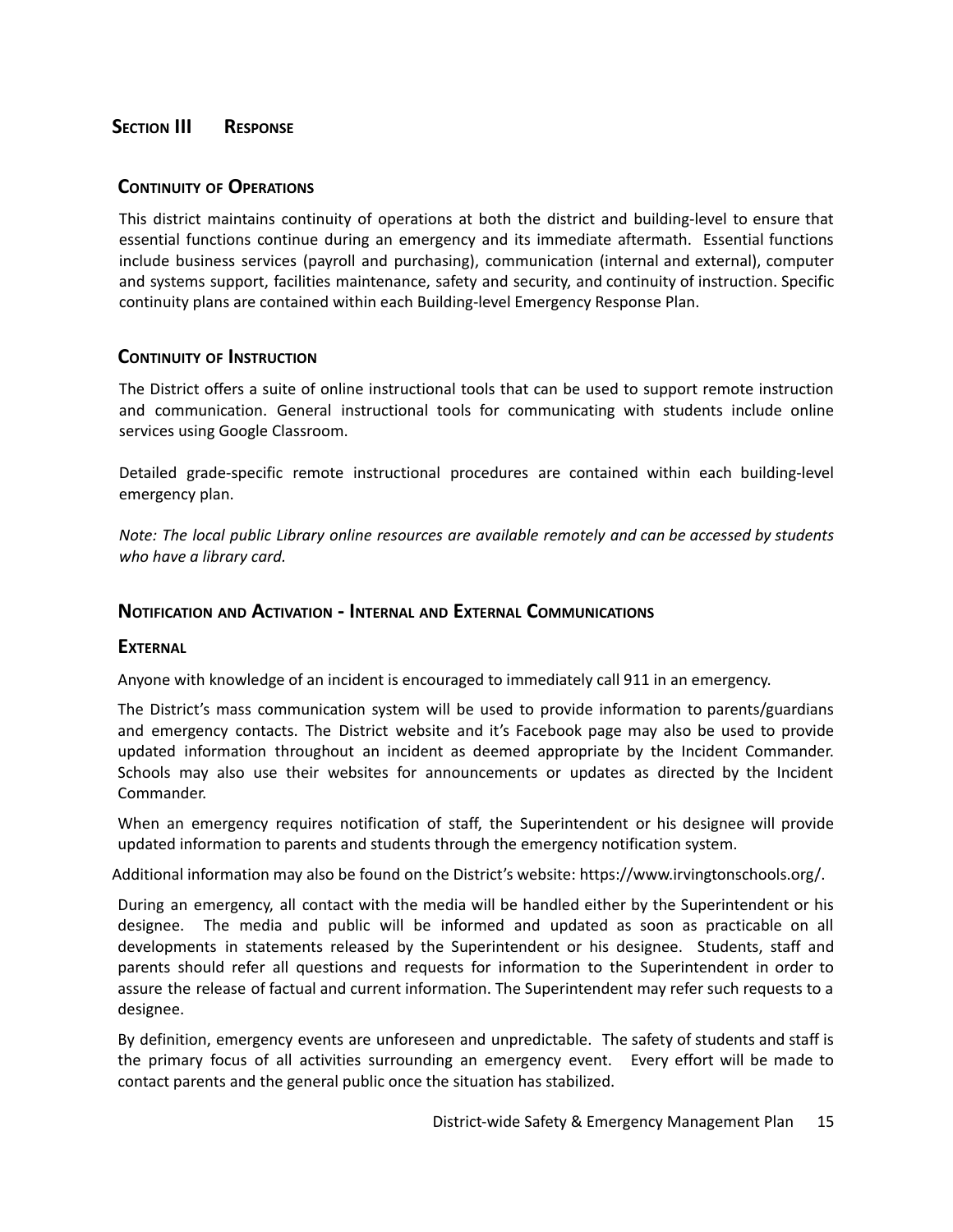## Section III Response

### Continuity of Operations

This district maintains continuity of operations at both the district and building-level to ensure that essential functions continue during an emergency and its immediate aftermath. Essential functions include business services (payroll and purchasing), communication (internal and external), computer and systems support, facilities maintenance, safety and security, and continuity of instruction. Specific continuity plans are contained within each Building-level Emergency Response Plan.

### Continuity of Instruction

The District offers a suite of online instructional tools that can be used to support remote instruction and communication. General instructional tools for communicating with students include online services using Google Classroom.

Detailed grade-specific remote instructional procedures are contained within each building-level emergency plan.

*Note: The local public Library online resources are available remotely and can be accessed by students who have a library card.*

### Notification and Activation - Internal and External Communications

#### External

Anyone with knowledge of an incident is encouraged to immediately call 911 in an emergency.

The District's mass communication system will be used to provide information to parents/guardians and emergency contacts. The District website and it's Facebook page may also be used to provide updated information throughout an incident as deemed appropriate by the Incident Commander. Schools may also use their websites for announcements or updates as directed by the Incident Commander.

When an emergency requires notification of staff, the Superintendent or his designee will provide updated information to parents and students through the emergency notification system.

Additional information may also be found on the District's website: https://www.irvingtonschools.org/.

During an emergency, all contact with the media will be handled either by the Superintendent or his designee. The media and public will be informed and updated as soon as practicable on all developments in statements released by the Superintendent or his designee. Students, staff and parents should refer all questions and requests for information to the Superintendent in order to assure the release of factual and current information. The Superintendent may refer such requests to a designee.

By definition, emergency events are unforeseen and unpredictable. The safety of students and staff is the primary focus of all activities surrounding an emergency event. Every effort will be made to contact parents and the general public once the situation has stabilized.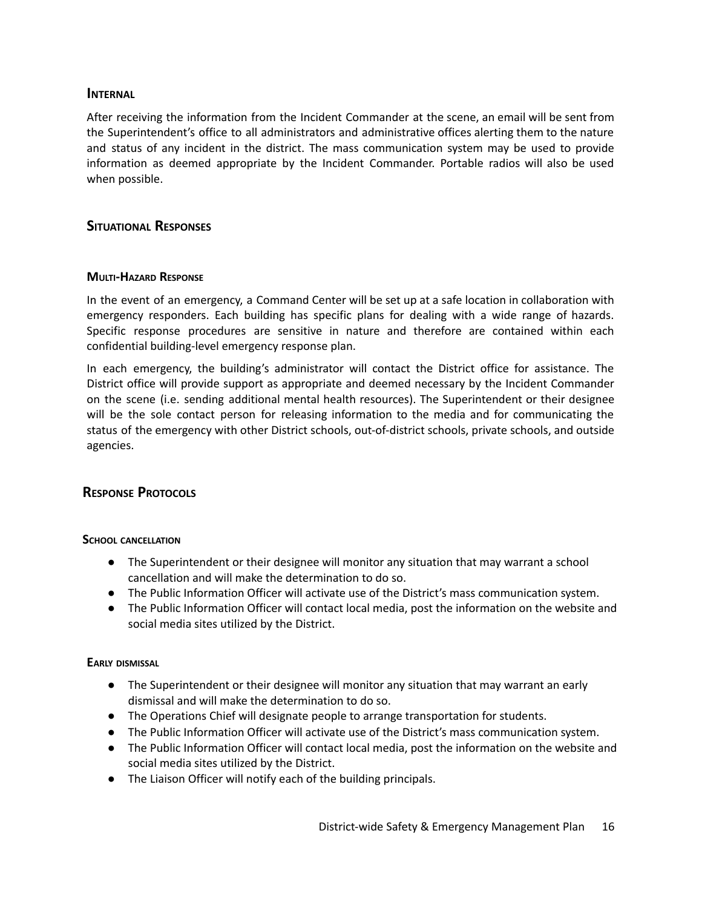### Internal

After receiving the information from the Incident Commander at the scene, an email will be sent from the Superintendent's office to all administrators and administrative offices alerting them to the nature and status of any incident in the district. The mass communication system may be used to provide information as deemed appropriate by the Incident Commander. Portable radios will also be used when possible.

## Situational Responses

### Multi-Hazard Response

In the event of an emergency, a Command Center will be set up at a safe location in collaboration with emergency responders. Each building has specific plans for dealing with a wide range of hazards. Specific response procedures are sensitive in nature and therefore are contained within each confidential building-level emergency response plan.

In each emergency, the building's administrator will contact the District office for assistance. The District office will provide support as appropriate and deemed necessary by the Incident Commander on the scene (i.e. sending additional mental health resources). The Superintendent or their designee will be the sole contact person for releasing information to the media and for communicating the status of the emergency with other District schools, out-of-district schools, private schools, and outside agencies.

## Response Protocols

### School cancellation

- The Superintendent or their designee will monitor any situation that may warrant a school cancellation and will make the determination to do so.
- The Public Information Officer will activate use of the District's mass communication system.
- The Public Information Officer will contact local media, post the information on the website and social media sites utilized by the District.

### Early dismissal

- The Superintendent or their designee will monitor any situation that may warrant an early dismissal and will make the determination to do so.
- The Operations Chief will designate people to arrange transportation for students.
- The Public Information Officer will activate use of the District's mass communication system.
- The Public Information Officer will contact local media, post the information on the website and social media sites utilized by the District.
- The Liaison Officer will notify each of the building principals.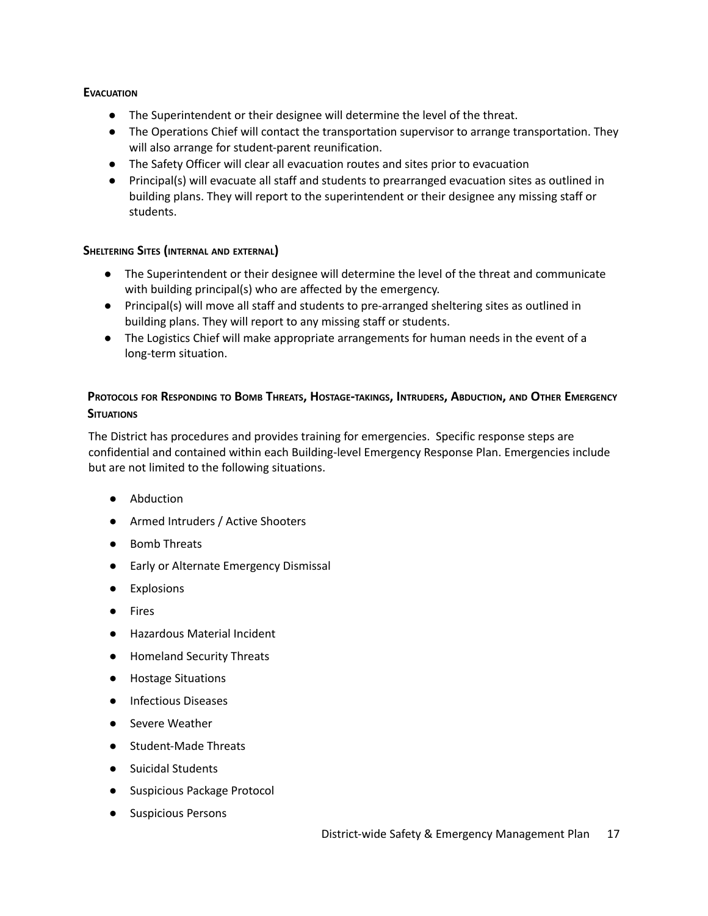### Evacuation

- The Superintendent or their designee will determine the level of the threat.
- The Operations Chief will contact the transportation supervisor to arrange transportation. They will also arrange for student-parent reunification.
- The Safety Officer will clear all evacuation routes and sites prior to evacuation
- Principal(s) will evacuate all staff and students to prearranged evacuation sites as outlined in building plans. They will report to the superintendent or their designee any missing staff or students.

### Sheltering Sites (internal and external)

- The Superintendent or their designee will determine the level of the threat and communicate with building principal(s) who are affected by the emergency.
- Principal(s) will move all staff and students to pre-arranged sheltering sites as outlined in building plans. They will report to any missing staff or students.
- The Logistics Chief will make appropriate arrangements for human needs in the event of a long-term situation.

### Protocols for Responding to Bomb Threats, Hostage-takings, Intruders, Abduction, and Other Emergency Situations

The District has procedures and provides training for emergencies. Specific response steps are confidential and contained within each Building-level Emergency Response Plan. Emergencies include but are not limited to the following situations.

- Abduction
- Armed Intruders / Active Shooters
- Bomb Threats
- Early or Alternate Emergency Dismissal
- Explosions
- Fires
- Hazardous Material Incident
- Homeland Security Threats
- Hostage Situations
- Infectious Diseases
- Severe Weather
- Student-Made Threats
- Suicidal Students
- Suspicious Package Protocol
- Suspicious Persons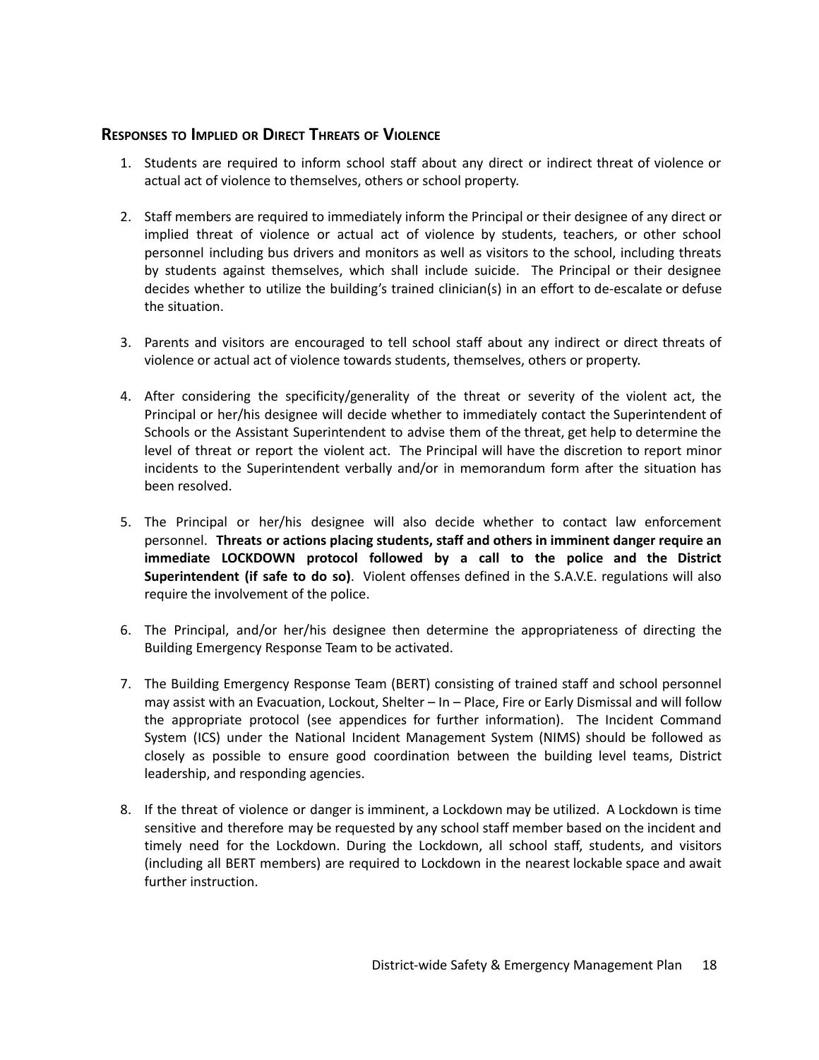## Responses to Implied or Direct Threats of Violence

1. Students are required to inform school staff about any direct or indirect threat of violence or actual act of violence to themselves, others or school property.

2. Staff members are required to immediately inform the Principal or their designee of any direct or implied threat of violence or actual act of violence by students, teachers, or other school personnel including bus drivers and monitors as well as visitors to the school, including threats by students against themselves, which shall include suicide. The Principal or their designee decides whether to utilize the building's trained clinician(s) in an effort to de-escalate or defuse the situation.

3. Parents and visitors are encouraged to tell school staff about any indirect or direct threats of violence or actual act of violence towards students, themselves, others or property.

4. After considering the specificity/generality of the threat or severity of the violent act, the Principal or her/his designee will decide whether to immediately contact the Superintendent of Schools or the Assistant Superintendent to advise them of the threat, get help to determine the level of threat or report the violent act. The Principal will have the discretion to report minor incidents to the Superintendent verbally and/or in memorandum form after the situation has been resolved.

5. The Principal or her/his designee will also decide whether to contact law enforcement personnel. **Threats or actions placing students, staff and others in imminent danger require an immediate LOCKDOWN protocol followed by a call to the police and the District Superintendent (if safe to do so)**. Violent offenses defined in the S.A.V.E. regulations will also require the involvement of the police.

6. The Principal, and/or her/his designee then determine the appropriateness of directing the Building Emergency Response Team to be activated.

7. The Building Emergency Response Team (BERT) consisting of trained staff and school personnel may assist with an Evacuation, Lockout, Shelter – In – Place, Fire or Early Dismissal and will follow the appropriate protocol (see appendices for further information). The Incident Command System (ICS) under the National Incident Management System (NIMS) should be followed as closely as possible to ensure good coordination between the building level teams, District leadership, and responding agencies.

8. If the threat of violence or danger is imminent, a Lockdown may be utilized. A Lockdown is time sensitive and therefore may be requested by any school staff member based on the incident and timely need for the Lockdown. During the Lockdown, all school staff, students, and visitors (including all BERT members) are required to Lockdown in the nearest lockable space and await further instruction.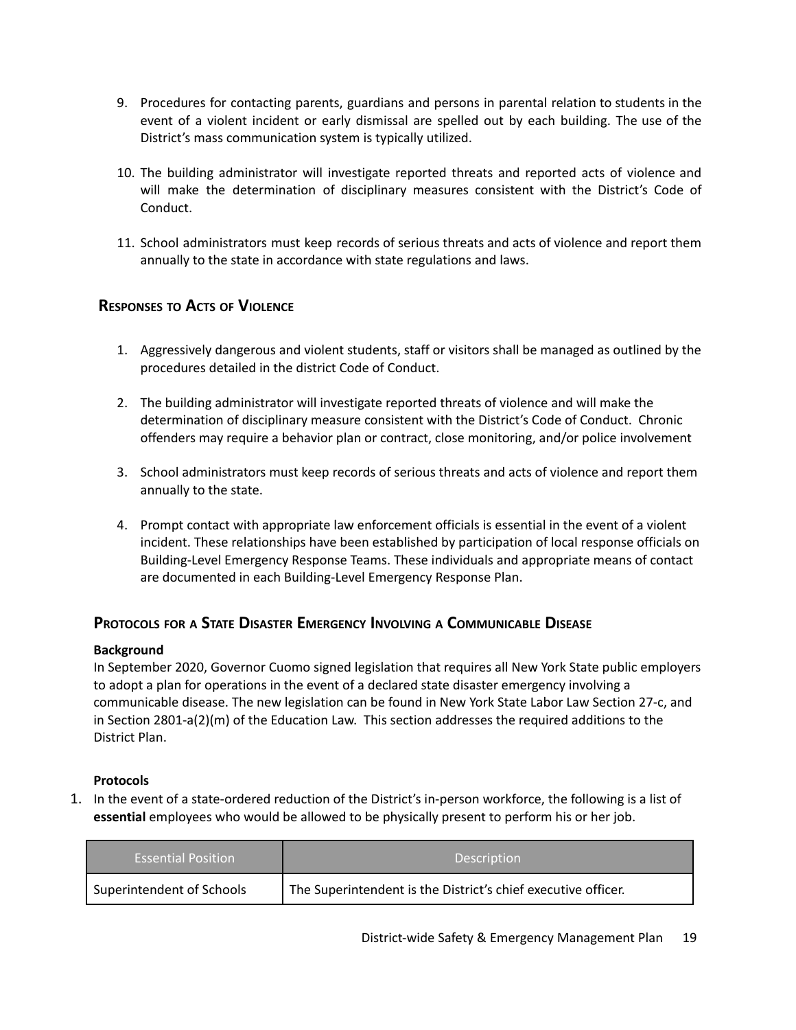9. Procedures for contacting parents, guardians and persons in parental relation to students in the event of a violent incident or early dismissal are spelled out by each building. The use of the District's mass communication system is typically utilized.

10. The building administrator will investigate reported threats and reported acts of violence and will make the determination of disciplinary measures consistent with the District's Code of Conduct.

11. School administrators must keep records of serious threats and acts of violence and report them annually to the state in accordance with state regulations and laws.

## Responses to Acts of Violence

1. Aggressively dangerous and violent students, staff or visitors shall be managed as outlined by the procedures detailed in the district Code of Conduct.

2. The building administrator will investigate reported threats of violence and will make the determination of disciplinary measure consistent with the District's Code of Conduct. Chronic offenders may require a behavior plan or contract, close monitoring, and/or police involvement

3. School administrators must keep records of serious threats and acts of violence and report them annually to the state.

4. Prompt contact with appropriate law enforcement officials is essential in the event of a violent incident. These relationships have been established by participation of local response officials on Building-Level Emergency Response Teams. These individuals and appropriate means of contact are documented in each Building-Level Emergency Response Plan.

## Protocols for a State Disaster Emergency Involving a Communicable Disease

**Background**

In September 2020, Governor Cuomo signed legislation that requires all New York State public employers to adopt a plan for operations in the event of a declared state disaster emergency involving a communicable disease. The new legislation can be found in New York State Labor Law Section 27-c, and in Section 2801-a(2)(m) of the Education Law. This section addresses the required additions to the District Plan.

**Protocols**

1. In the event of a state-ordered reduction of the District's in-person workforce, the following is a list of **essential** employees who would be allowed to be physically present to perform his or her job.

| Essential Position | Description |
| --- | --- |
| Superintendent of Schools | The Superintendent is the District's chief executive officer. |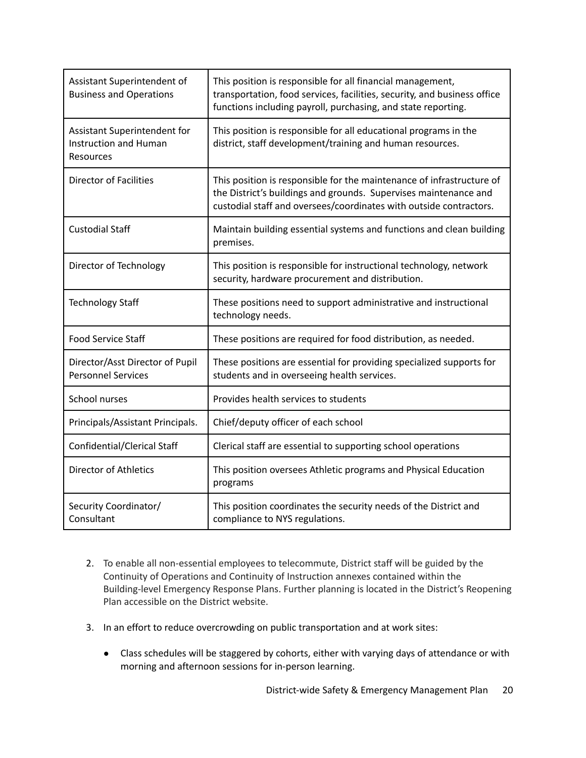| | |
|---|---|
| Assistant Superintendent of Business and Operations | This position is responsible for all financial management, transportation, food services, facilities, security, and business office functions including payroll, purchasing, and state reporting. |
| Assistant Superintendent for Instruction and Human Resources | This position is responsible for all educational programs in the district, staff development/training and human resources. |
| Director of Facilities | This position is responsible for the maintenance of infrastructure of the District's buildings and grounds. Supervises maintenance and custodial staff and oversees/coordinates with outside contractors. |
| Custodial Staff | Maintain building essential systems and functions and clean building premises. |
| Director of Technology | This position is responsible for instructional technology, network security, hardware procurement and distribution. |
| Technology Staff | These positions need to support administrative and instructional technology needs. |
| Food Service Staff | These positions are required for food distribution, as needed. |
| Director/Asst Director of Pupil Personnel Services | These positions are essential for providing specialized supports for students and in overseeing health services. |
| School nurses | Provides health services to students |
| Principals/Assistant Principals. | Chief/deputy officer of each school |
| Confidential/Clerical Staff | Clerical staff are essential to supporting school operations |
| Director of Athletics | This position oversees Athletic programs and Physical Education programs |
| Security Coordinator/ Consultant | This position coordinates the security needs of the District and compliance to NYS regulations. |

2. To enable all non-essential employees to telecommute, District staff will be guided by the Continuity of Operations and Continuity of Instruction annexes contained within the Building-level Emergency Response Plans. Further planning is located in the District's Reopening Plan accessible on the District website.

3. In an effort to reduce overcrowding on public transportation and at work sites:

    - Class schedules will be staggered by cohorts, either with varying days of attendance or with morning and afternoon sessions for in-person learning.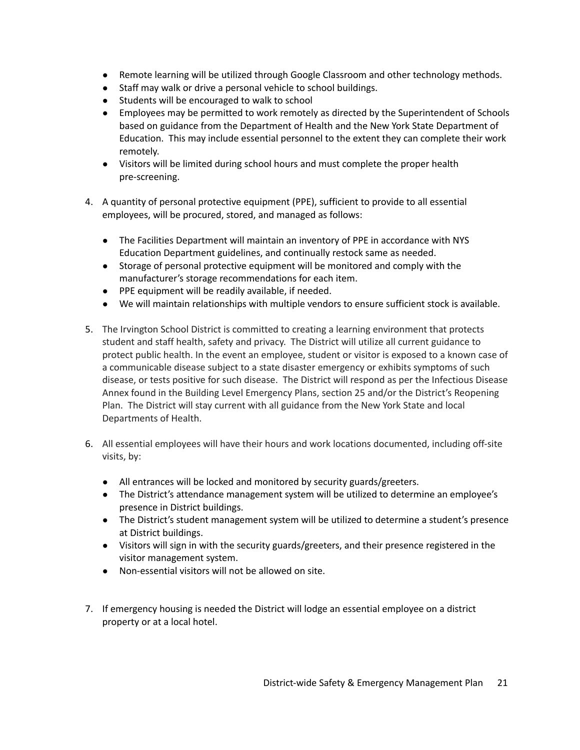- Remote learning will be utilized through Google Classroom and other technology methods.
- Staff may walk or drive a personal vehicle to school buildings.
- Students will be encouraged to walk to school
- Employees may be permitted to work remotely as directed by the Superintendent of Schools based on guidance from the Department of Health and the New York State Department of Education. This may include essential personnel to the extent they can complete their work remotely.
- Visitors will be limited during school hours and must complete the proper health pre-screening.

4. A quantity of personal protective equipment (PPE), sufficient to provide to all essential employees, will be procured, stored, and managed as follows:

   - The Facilities Department will maintain an inventory of PPE in accordance with NYS Education Department guidelines, and continually restock same as needed.
   - Storage of personal protective equipment will be monitored and comply with the manufacturer's storage recommendations for each item.
   - PPE equipment will be readily available, if needed.
   - We will maintain relationships with multiple vendors to ensure sufficient stock is available.

5. The Irvington School District is committed to creating a learning environment that protects student and staff health, safety and privacy. The District will utilize all current guidance to protect public health. In the event an employee, student or visitor is exposed to a known case of a communicable disease subject to a state disaster emergency or exhibits symptoms of such disease, or tests positive for such disease. The District will respond as per the Infectious Disease Annex found in the Building Level Emergency Plans, section 25 and/or the District's Reopening Plan. The District will stay current with all guidance from the New York State and local Departments of Health.

6. All essential employees will have their hours and work locations documented, including off-site visits, by:

   - All entrances will be locked and monitored by security guards/greeters.
   - The District's attendance management system will be utilized to determine an employee's presence in District buildings.
   - The District's student management system will be utilized to determine a student's presence at District buildings.
   - Visitors will sign in with the security guards/greeters, and their presence registered in the visitor management system.
   - Non-essential visitors will not be allowed on site.

7. If emergency housing is needed the District will lodge an essential employee on a district property or at a local hotel.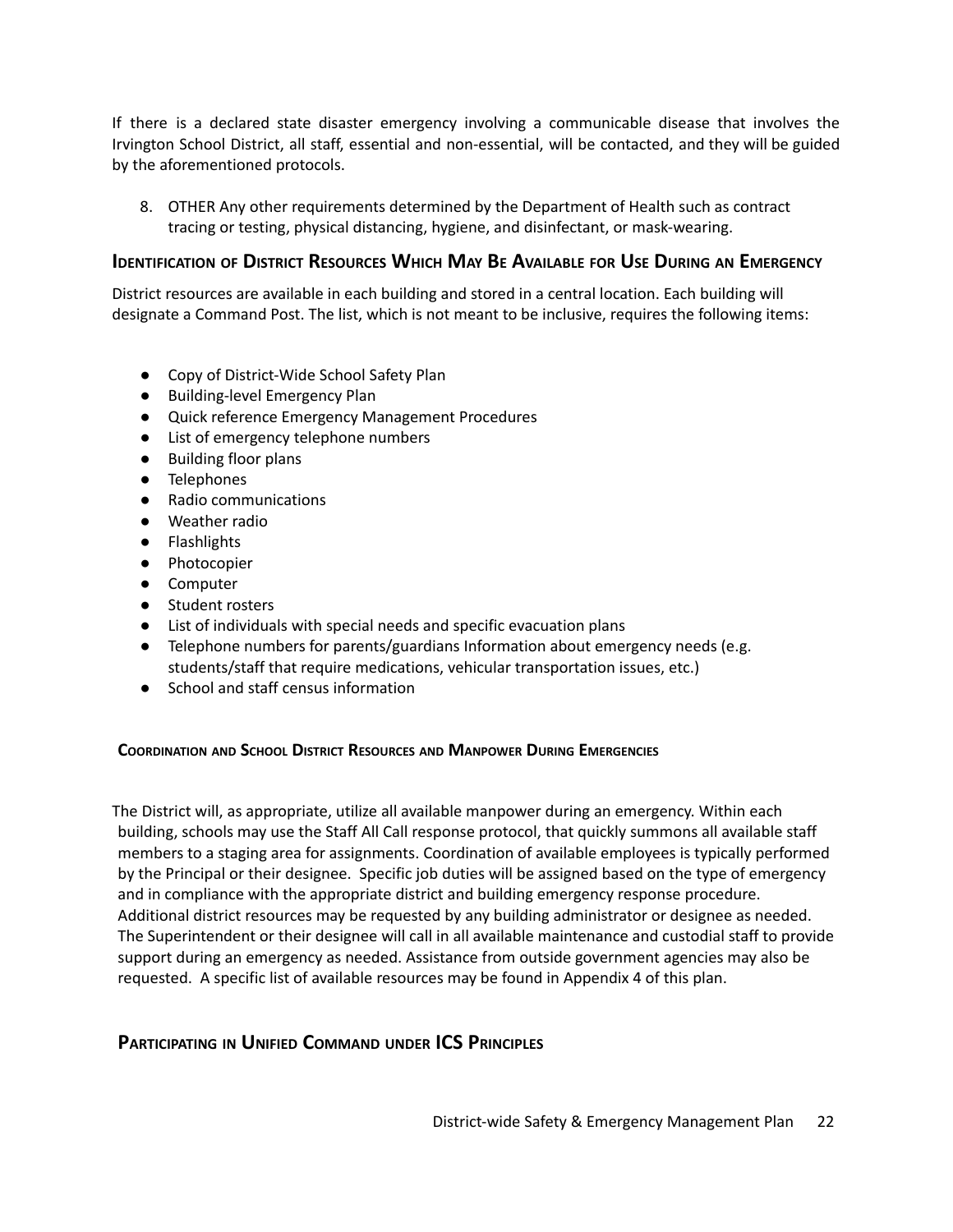If there is a declared state disaster emergency involving a communicable disease that involves the Irvington School District, all staff, essential and non-essential, will be contacted, and they will be guided by the aforementioned protocols.

8. OTHER Any other requirements determined by the Department of Health such as contract tracing or testing, physical distancing, hygiene, and disinfectant, or mask-wearing.

## Identification of District Resources Which May Be Available for Use During an Emergency

District resources are available in each building and stored in a central location. Each building will designate a Command Post. The list, which is not meant to be inclusive, requires the following items:

- Copy of District-Wide School Safety Plan
- Building-level Emergency Plan
- Quick reference Emergency Management Procedures
- List of emergency telephone numbers
- Building floor plans
- Telephones
- Radio communications
- Weather radio
- Flashlights
- Photocopier
- Computer
- Student rosters
- List of individuals with special needs and specific evacuation plans
- Telephone numbers for parents/guardians Information about emergency needs (e.g. students/staff that require medications, vehicular transportation issues, etc.)
- School and staff census information

### Coordination and School District Resources and Manpower During Emergencies

The District will, as appropriate, utilize all available manpower during an emergency. Within each building, schools may use the Staff All Call response protocol, that quickly summons all available staff members to a staging area for assignments. Coordination of available employees is typically performed by the Principal or their designee. Specific job duties will be assigned based on the type of emergency and in compliance with the appropriate district and building emergency response procedure. Additional district resources may be requested by any building administrator or designee as needed. The Superintendent or their designee will call in all available maintenance and custodial staff to provide support during an emergency as needed. Assistance from outside government agencies may also be requested. A specific list of available resources may be found in Appendix 4 of this plan.

## Participating in Unified Command under ICS Principles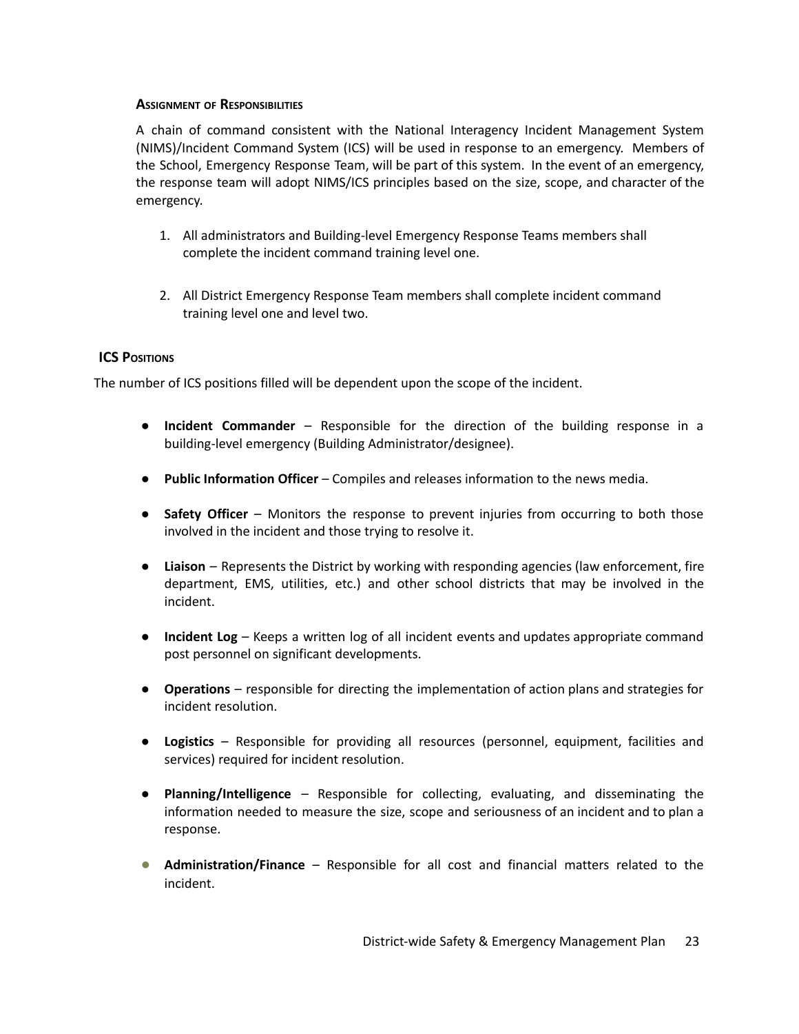### Assignment of Responsibilities

A chain of command consistent with the National Interagency Incident Management System (NIMS)/Incident Command System (ICS) will be used in response to an emergency. Members of the School, Emergency Response Team, will be part of this system. In the event of an emergency, the response team will adopt NIMS/ICS principles based on the size, scope, and character of the emergency.

1. All administrators and Building-level Emergency Response Teams members shall complete the incident command training level one.

2. All District Emergency Response Team members shall complete incident command training level one and level two.

### ICS Positions

The number of ICS positions filled will be dependent upon the scope of the incident.

- **Incident Commander** – Responsible for the direction of the building response in a building-level emergency (Building Administrator/designee).
- **Public Information Officer** – Compiles and releases information to the news media.
- **Safety Officer** – Monitors the response to prevent injuries from occurring to both those involved in the incident and those trying to resolve it.
- **Liaison** – Represents the District by working with responding agencies (law enforcement, fire department, EMS, utilities, etc.) and other school districts that may be involved in the incident.
- **Incident Log** – Keeps a written log of all incident events and updates appropriate command post personnel on significant developments.
- **Operations** – responsible for directing the implementation of action plans and strategies for incident resolution.
- **Logistics** – Responsible for providing all resources (personnel, equipment, facilities and services) required for incident resolution.
- **Planning/Intelligence** – Responsible for collecting, evaluating, and disseminating the information needed to measure the size, scope and seriousness of an incident and to plan a response.
- **Administration/Finance** – Responsible for all cost and financial matters related to the incident.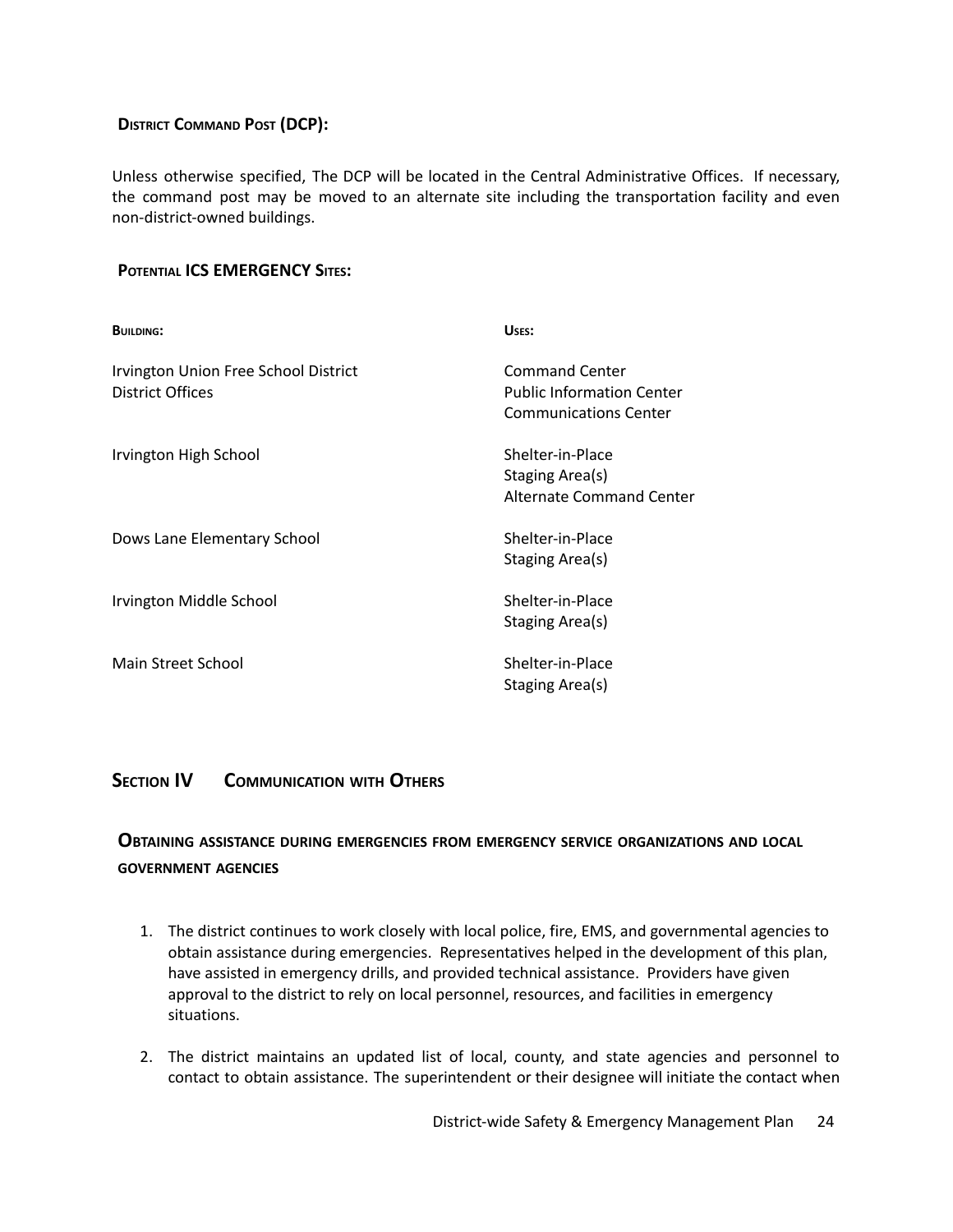### District Command Post (DCP):

Unless otherwise specified, The DCP will be located in the Central Administrative Offices. If necessary, the command post may be moved to an alternate site including the transportation facility and even non-district-owned buildings.

### Potential ICS EMERGENCY Sites:

| Building: | Uses: |
| --- | --- |
| Irvington Union Free School District District Offices | Command Center<br>Public Information Center<br>Communications Center |
| Irvington High School | Shelter-in-Place<br>Staging Area(s)<br>Alternate Command Center |
| Dows Lane Elementary School | Shelter-in-Place<br>Staging Area(s) |
| Irvington Middle School | Shelter-in-Place<br>Staging Area(s) |
| Main Street School | Shelter-in-Place<br>Staging Area(s) |

## Section IV Communication with Others

### Obtaining assistance during emergencies from emergency service organizations and local government agencies

1. The district continues to work closely with local police, fire, EMS, and governmental agencies to obtain assistance during emergencies. Representatives helped in the development of this plan, have assisted in emergency drills, and provided technical assistance. Providers have given approval to the district to rely on local personnel, resources, and facilities in emergency situations.

2. The district maintains an updated list of local, county, and state agencies and personnel to contact to obtain assistance. The superintendent or their designee will initiate the contact when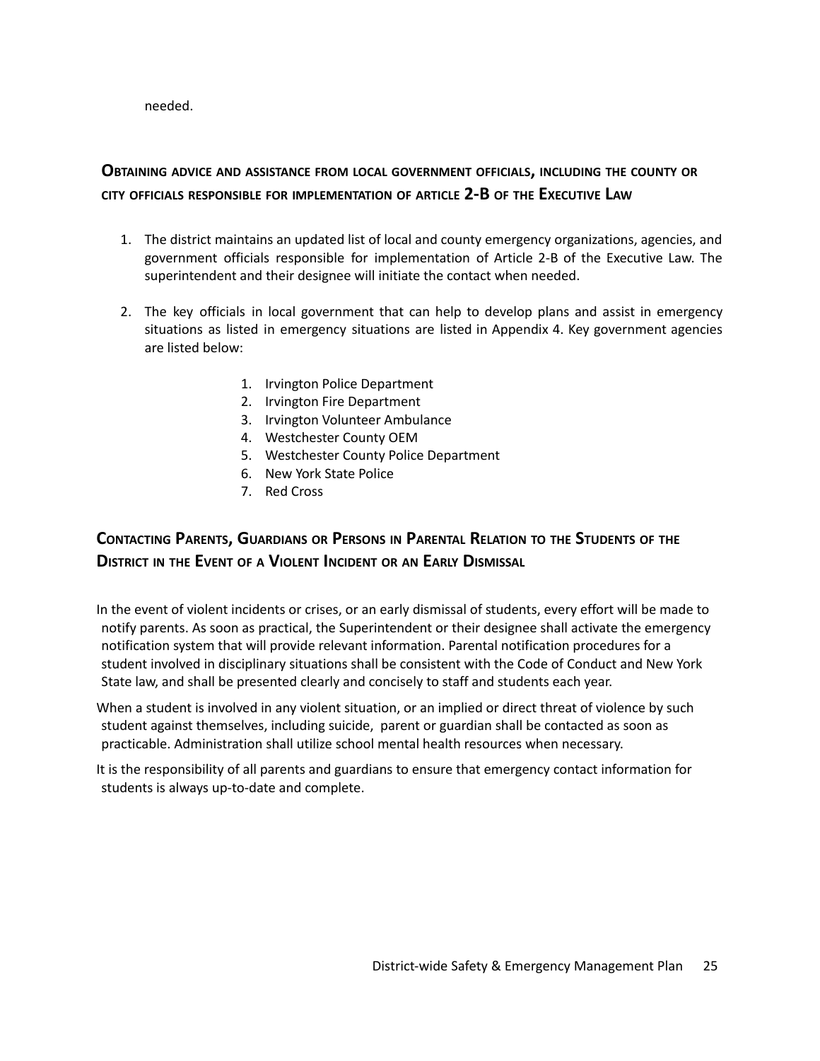needed.

## Obtaining advice and assistance from local government officials, including the county or city officials responsible for implementation of article 2-B of the Executive Law

1. The district maintains an updated list of local and county emergency organizations, agencies, and government officials responsible for implementation of Article 2-B of the Executive Law. The superintendent and their designee will initiate the contact when needed.

2. The key officials in local government that can help to develop plans and assist in emergency situations as listed in emergency situations are listed in Appendix 4. Key government agencies are listed below:

    1. Irvington Police Department
    2. Irvington Fire Department
    3. Irvington Volunteer Ambulance
    4. Westchester County OEM
    5. Westchester County Police Department
    6. New York State Police
    7. Red Cross

## Contacting Parents, Guardians or Persons in Parental Relation to the Students of the District in the Event of a Violent Incident or an Early Dismissal

In the event of violent incidents or crises, or an early dismissal of students, every effort will be made to notify parents. As soon as practical, the Superintendent or their designee shall activate the emergency notification system that will provide relevant information. Parental notification procedures for a student involved in disciplinary situations shall be consistent with the Code of Conduct and New York State law, and shall be presented clearly and concisely to staff and students each year.

When a student is involved in any violent situation, or an implied or direct threat of violence by such student against themselves, including suicide, parent or guardian shall be contacted as soon as practicable. Administration shall utilize school mental health resources when necessary.

It is the responsibility of all parents and guardians to ensure that emergency contact information for students is always up-to-date and complete.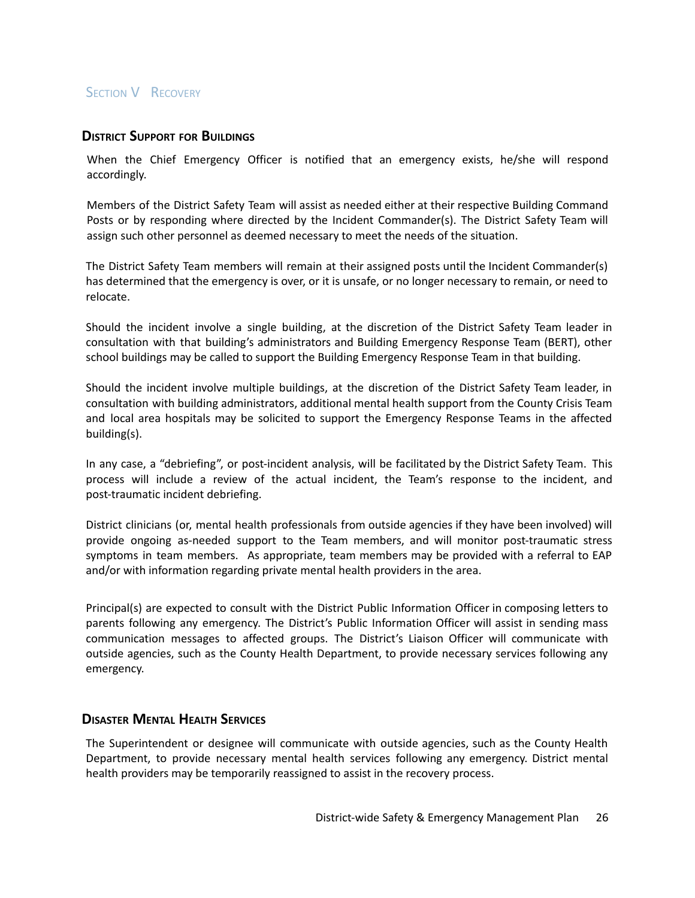## Section V Recovery

### District Support for Buildings

When the Chief Emergency Officer is notified that an emergency exists, he/she will respond accordingly.

Members of the District Safety Team will assist as needed either at their respective Building Command Posts or by responding where directed by the Incident Commander(s). The District Safety Team will assign such other personnel as deemed necessary to meet the needs of the situation.

The District Safety Team members will remain at their assigned posts until the Incident Commander(s) has determined that the emergency is over, or it is unsafe, or no longer necessary to remain, or need to relocate.

Should the incident involve a single building, at the discretion of the District Safety Team leader in consultation with that building's administrators and Building Emergency Response Team (BERT), other school buildings may be called to support the Building Emergency Response Team in that building.

Should the incident involve multiple buildings, at the discretion of the District Safety Team leader, in consultation with building administrators, additional mental health support from the County Crisis Team and local area hospitals may be solicited to support the Emergency Response Teams in the affected building(s).

In any case, a "debriefing", or post-incident analysis, will be facilitated by the District Safety Team. This process will include a review of the actual incident, the Team's response to the incident, and post-traumatic incident debriefing.

District clinicians (or, mental health professionals from outside agencies if they have been involved) will provide ongoing as-needed support to the Team members, and will monitor post-traumatic stress symptoms in team members. As appropriate, team members may be provided with a referral to EAP and/or with information regarding private mental health providers in the area.

Principal(s) are expected to consult with the District Public Information Officer in composing letters to parents following any emergency. The District's Public Information Officer will assist in sending mass communication messages to affected groups. The District's Liaison Officer will communicate with outside agencies, such as the County Health Department, to provide necessary services following any emergency.

### Disaster Mental Health Services

The Superintendent or designee will communicate with outside agencies, such as the County Health Department, to provide necessary mental health services following any emergency. District mental health providers may be temporarily reassigned to assist in the recovery process.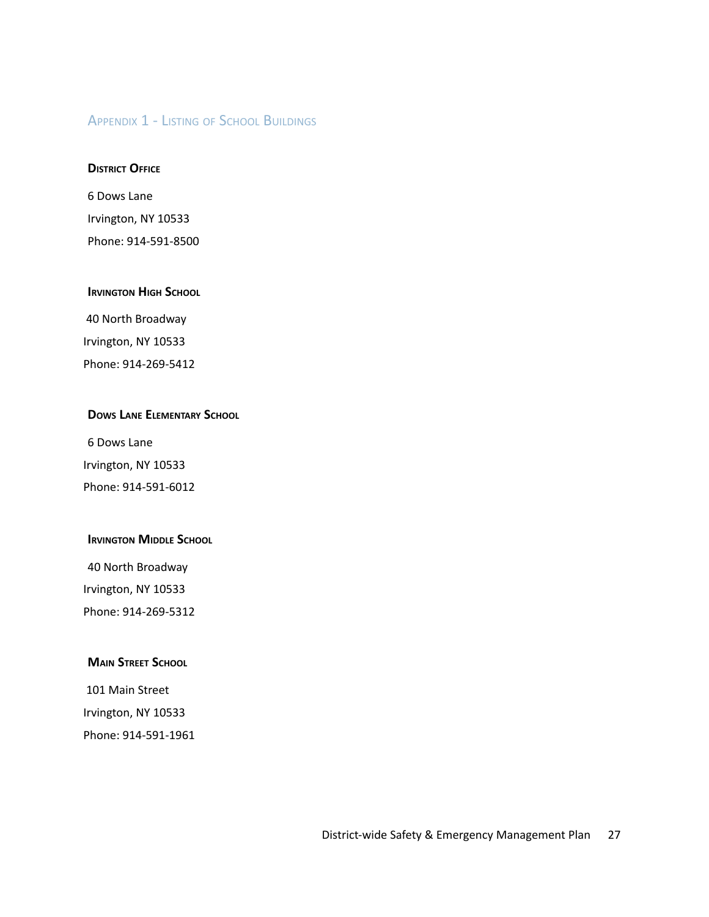## Appendix 1 - Listing of School Buildings

### District Office

6 Dows Lane

Irvington, NY 10533

Phone: 914-591-8500

### Irvington High School

40 North Broadway

Irvington, NY 10533

Phone: 914-269-5412

### Dows Lane Elementary School

6 Dows Lane

Irvington, NY 10533

Phone: 914-591-6012

### Irvington Middle School

40 North Broadway

Irvington, NY 10533

Phone: 914-269-5312

### Main Street School

101 Main Street

Irvington, NY 10533

Phone: 914-591-1961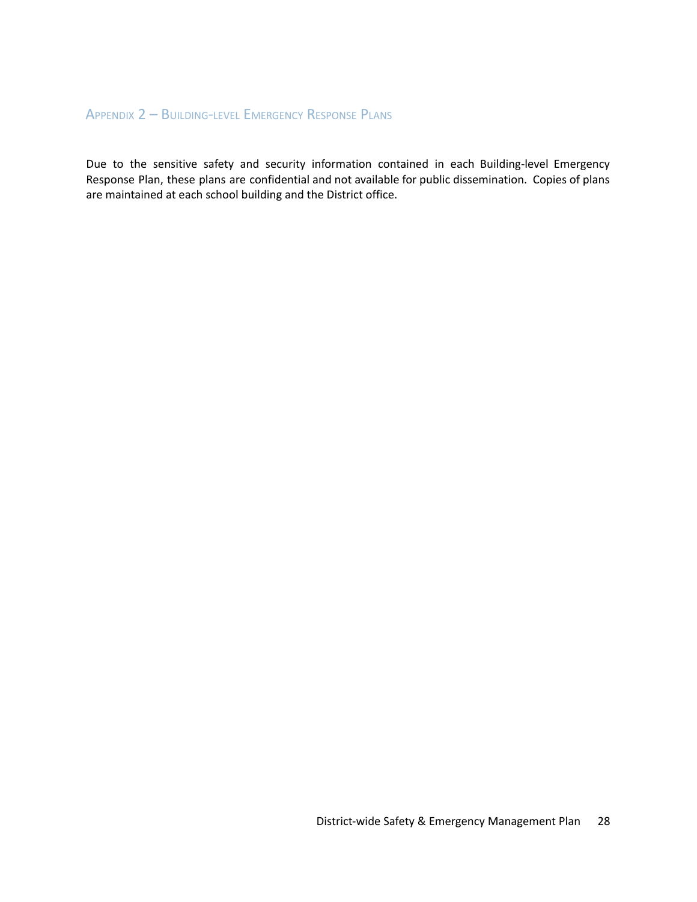## Appendix 2 – Building-level Emergency Response Plans

Due to the sensitive safety and security information contained in each Building-level Emergency Response Plan, these plans are confidential and not available for public dissemination. Copies of plans are maintained at each school building and the District office.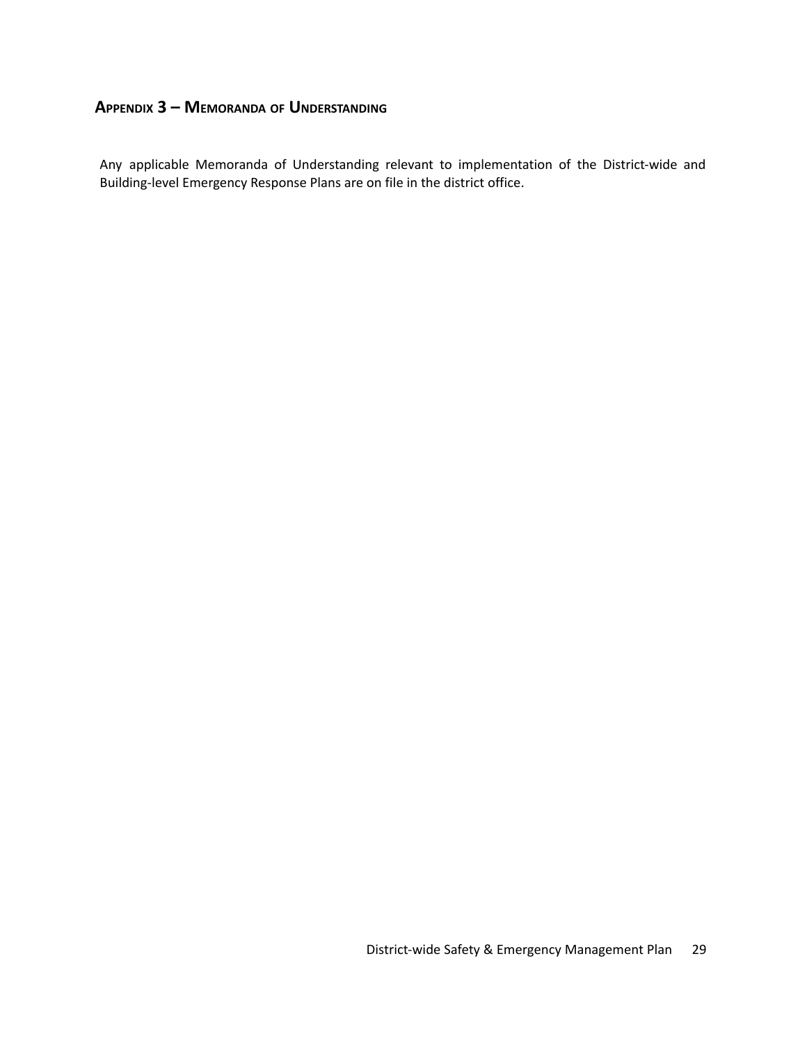## Appendix 3 – Memoranda of Understanding

Any applicable Memoranda of Understanding relevant to implementation of the District-wide and Building-level Emergency Response Plans are on file in the district office.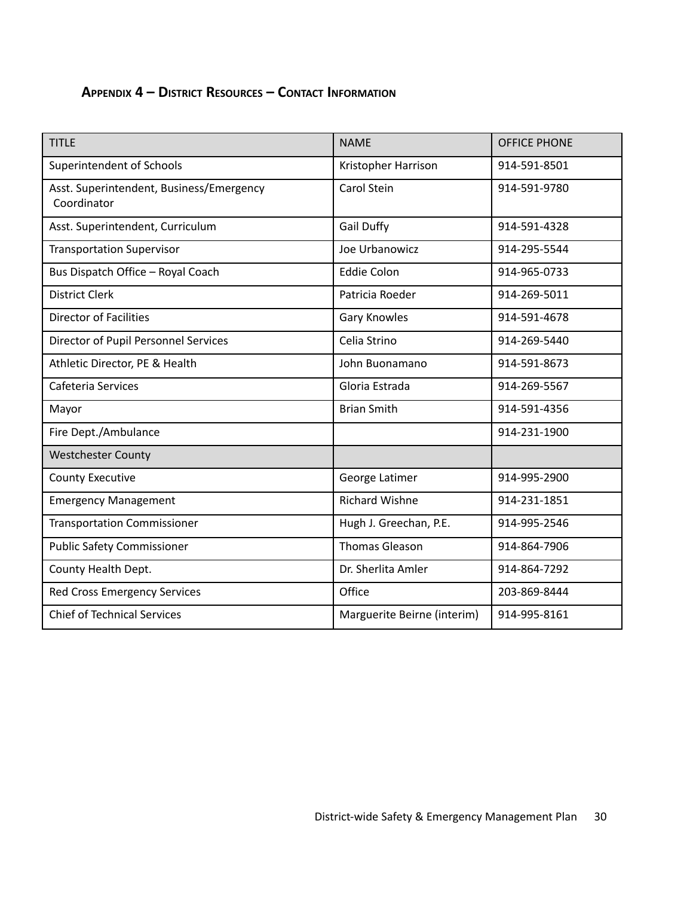## Appendix 4 – District Resources – Contact Information

| TITLE | NAME | OFFICE PHONE |
|---|---|---|
| Superintendent of Schools | Kristopher Harrison | 914-591-8501 |
| Asst. Superintendent, Business/Emergency Coordinator | Carol Stein | 914-591-9780 |
| Asst. Superintendent, Curriculum | Gail Duffy | 914-591-4328 |
| Transportation Supervisor | Joe Urbanowicz | 914-295-5544 |
| Bus Dispatch Office – Royal Coach | Eddie Colon | 914-965-0733 |
| District Clerk | Patricia Roeder | 914-269-5011 |
| Director of Facilities | Gary Knowles | 914-591-4678 |
| Director of Pupil Personnel Services | Celia Strino | 914-269-5440 |
| Athletic Director, PE & Health | John Buonamano | 914-591-8673 |
| Cafeteria Services | Gloria Estrada | 914-269-5567 |
| Mayor | Brian Smith | 914-591-4356 |
| Fire Dept./Ambulance | | 914-231-1900 |
| Westchester County | | |
| County Executive | George Latimer | 914-995-2900 |
| Emergency Management | Richard Wishne | 914-231-1851 |
| Transportation Commissioner | Hugh J. Greechan, P.E. | 914-995-2546 |
| Public Safety Commissioner | Thomas Gleason | 914-864-7906 |
| County Health Dept. | Dr. Sherlita Amler | 914-864-7292 |
| Red Cross Emergency Services | Office | 203-869-8444 |
| Chief of Technical Services | Marguerite Beirne (interim) | 914-995-8161 |